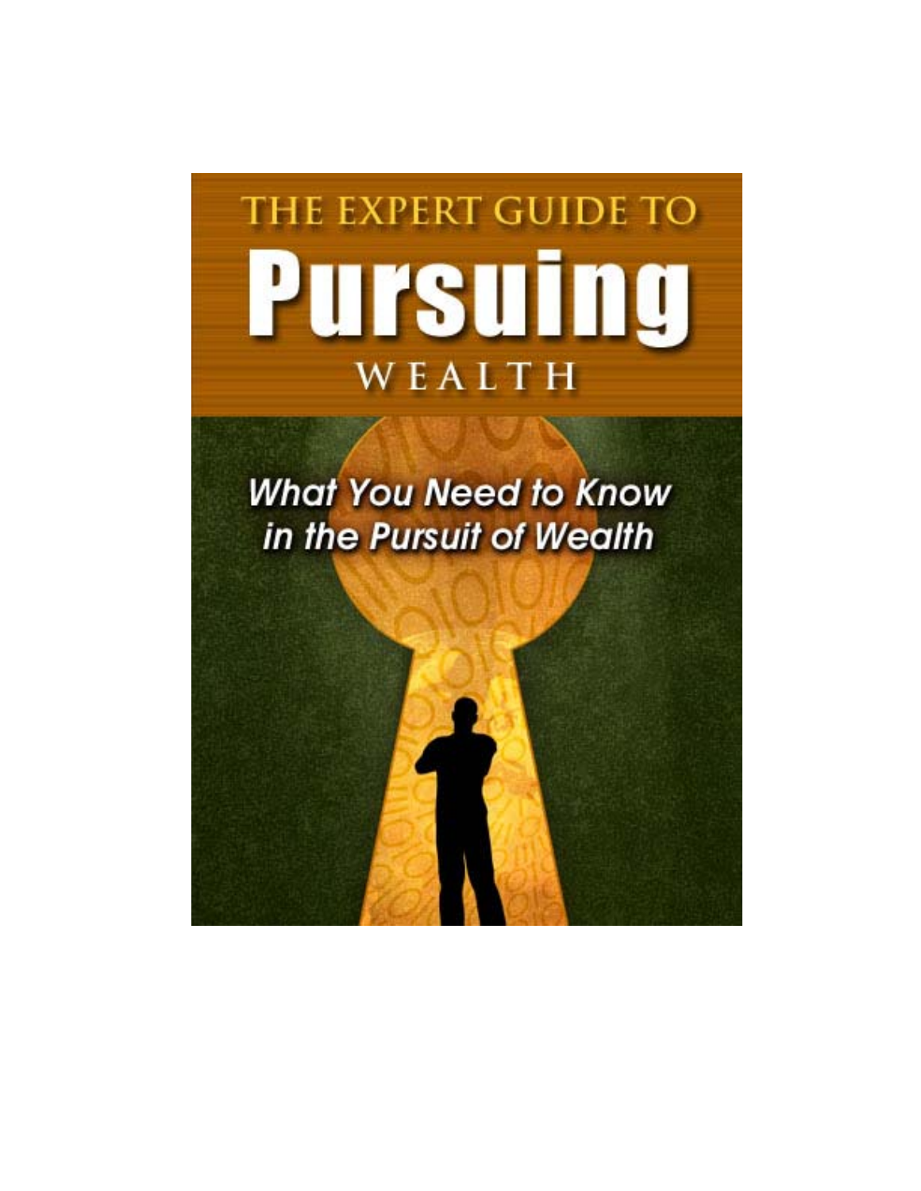# THE EXPERT GUIDE TO Pursuing WEALTH

*What You Need to Know in the Pursuit of Wealth*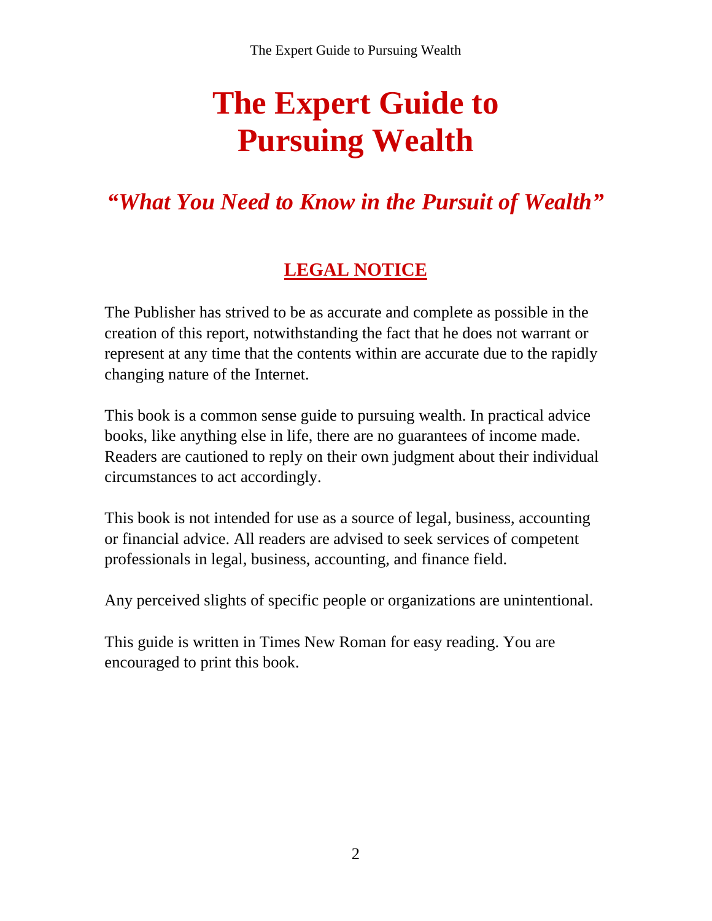# The Expert Guide to Pursuing Wealth

## *"What You Need to Know in the Pursuit of Wealth"*

### LEGAL NOTICE

The Publisher has strived to be as accurate and complete as possible in the creation of this report, notwithstanding the fact that he does not warrant or represent at any time that the contents within are accurate due to the rapidly changing nature of the Internet.

This book is a common sense guide to pursuing wealth. In practical advice books, like anything else in life, there are no guarantees of income made. Readers are cautioned to reply on their own judgment about their individual circumstances to act accordingly.

This book is not intended for use as a source of legal, business, accounting or financial advice. All readers are advised to seek services of competent professionals in legal, business, accounting, and finance field.

Any perceived slights of specific people or organizations are unintentional.

This guide is written in Times New Roman for easy reading. You are encouraged to print this book.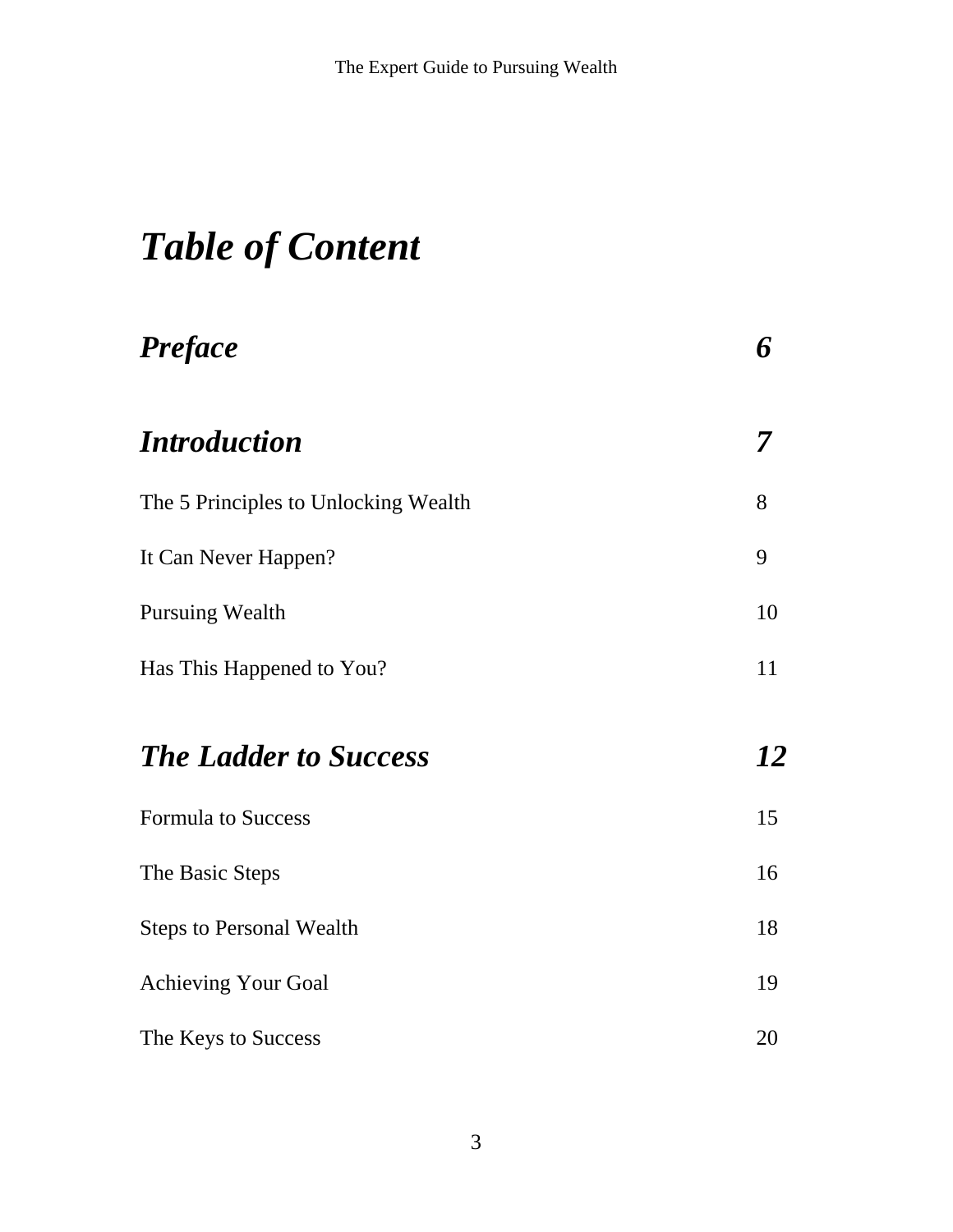# *Table of Content*

| | |
|---|---|
| ***Preface*** | ***6*** |
| ***Introduction*** | ***7*** |
| The 5 Principles to Unlocking Wealth | 8 |
| It Can Never Happen? | 9 |
| Pursuing Wealth | 10 |
| Has This Happened to You? | 11 |
| ***The Ladder to Success*** | ***12*** |
| Formula to Success | 15 |
| The Basic Steps | 16 |
| Steps to Personal Wealth | 18 |
| Achieving Your Goal | 19 |
| The Keys to Success | 20 |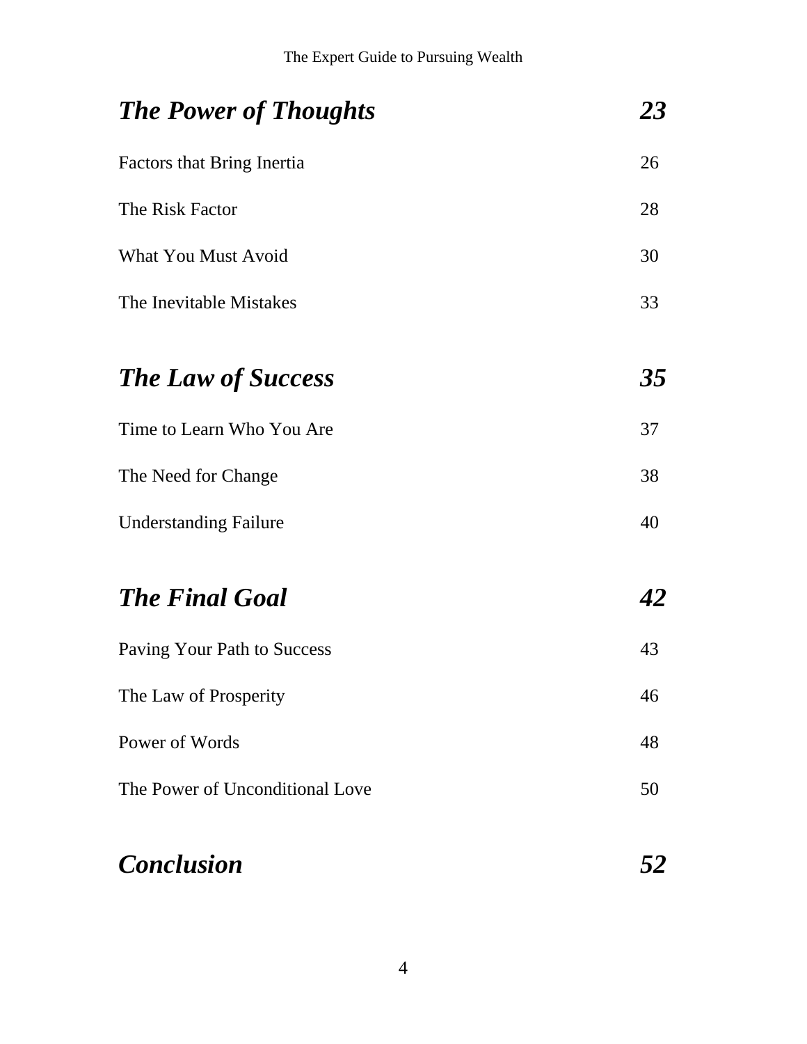| | |
|---|---|
| ***The Power of Thoughts*** | ***23*** |
| Factors that Bring Inertia | 26 |
| The Risk Factor | 28 |
| What You Must Avoid | 30 |
| The Inevitable Mistakes | 33 |
| ***The Law of Success*** | ***35*** |
| Time to Learn Who You Are | 37 |
| The Need for Change | 38 |
| Understanding Failure | 40 |
| ***The Final Goal*** | ***42*** |
| Paving Your Path to Success | 43 |
| The Law of Prosperity | 46 |
| Power of Words | 48 |
| The Power of Unconditional Love | 50 |
| ***Conclusion*** | ***52*** |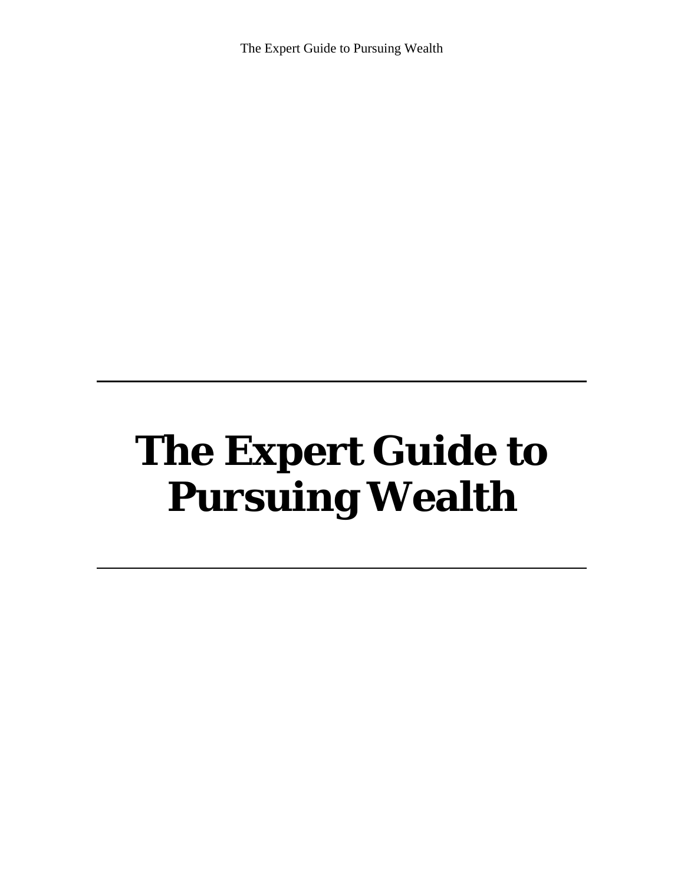# The Expert Guide to Pursuing Wealth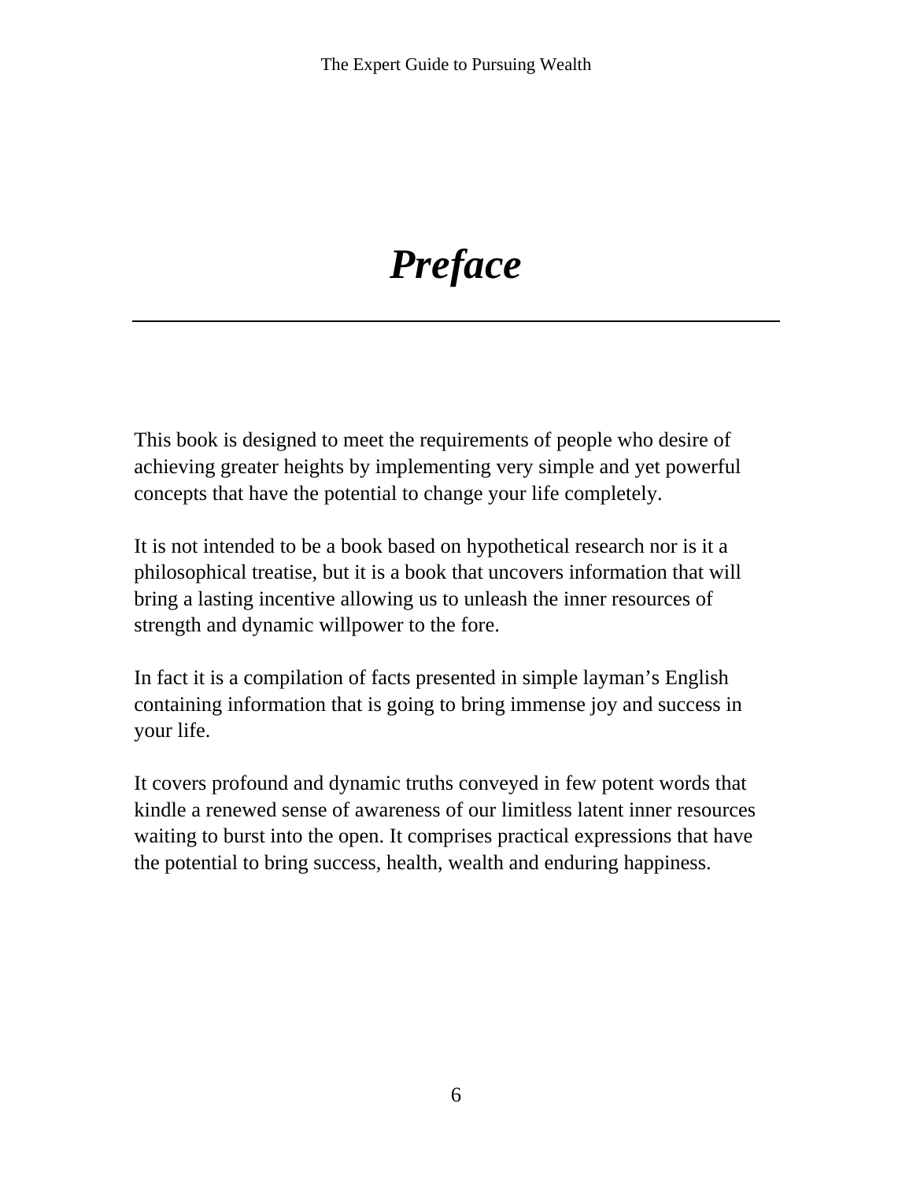# *Preface*

---

This book is designed to meet the requirements of people who desire of achieving greater heights by implementing very simple and yet powerful concepts that have the potential to change your life completely.

It is not intended to be a book based on hypothetical research nor is it a philosophical treatise, but it is a book that uncovers information that will bring a lasting incentive allowing us to unleash the inner resources of strength and dynamic willpower to the fore.

In fact it is a compilation of facts presented in simple layman's English containing information that is going to bring immense joy and success in your life.

It covers profound and dynamic truths conveyed in few potent words that kindle a renewed sense of awareness of our limitless latent inner resources waiting to burst into the open. It comprises practical expressions that have the potential to bring success, health, wealth and enduring happiness.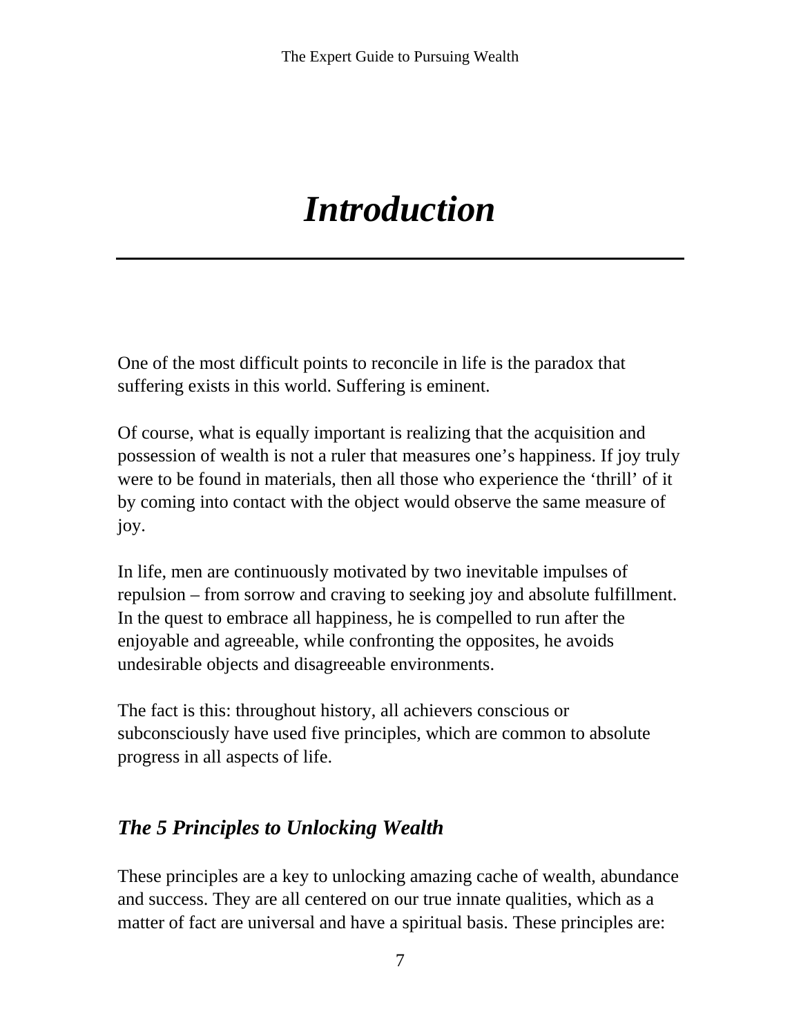# *Introduction*

One of the most difficult points to reconcile in life is the paradox that suffering exists in this world. Suffering is eminent.

Of course, what is equally important is realizing that the acquisition and possession of wealth is not a ruler that measures one's happiness. If joy truly were to be found in materials, then all those who experience the 'thrill' of it by coming into contact with the object would observe the same measure of joy.

In life, men are continuously motivated by two inevitable impulses of repulsion – from sorrow and craving to seeking joy and absolute fulfillment. In the quest to embrace all happiness, he is compelled to run after the enjoyable and agreeable, while confronting the opposites, he avoids undesirable objects and disagreeable environments.

The fact is this: throughout history, all achievers conscious or subconsciously have used five principles, which are common to absolute progress in all aspects of life.

## *The 5 Principles to Unlocking Wealth*

These principles are a key to unlocking amazing cache of wealth, abundance and success. They are all centered on our true innate qualities, which as a matter of fact are universal and have a spiritual basis. These principles are: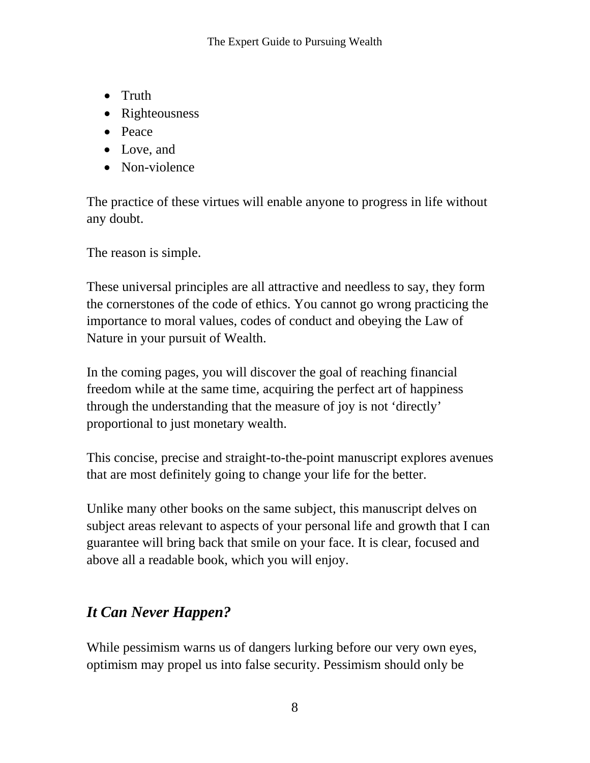- Truth
- Righteousness
- Peace
- Love, and
- Non-violence

The practice of these virtues will enable anyone to progress in life without any doubt.

The reason is simple.

These universal principles are all attractive and needless to say, they form the cornerstones of the code of ethics. You cannot go wrong practicing the importance to moral values, codes of conduct and obeying the Law of Nature in your pursuit of Wealth.

In the coming pages, you will discover the goal of reaching financial freedom while at the same time, acquiring the perfect art of happiness through the understanding that the measure of joy is not 'directly' proportional to just monetary wealth.

This concise, precise and straight-to-the-point manuscript explores avenues that are most definitely going to change your life for the better.

Unlike many other books on the same subject, this manuscript delves on subject areas relevant to aspects of your personal life and growth that I can guarantee will bring back that smile on your face. It is clear, focused and above all a readable book, which you will enjoy.

## *It Can Never Happen?*

While pessimism warns us of dangers lurking before our very own eyes, optimism may propel us into false security. Pessimism should only be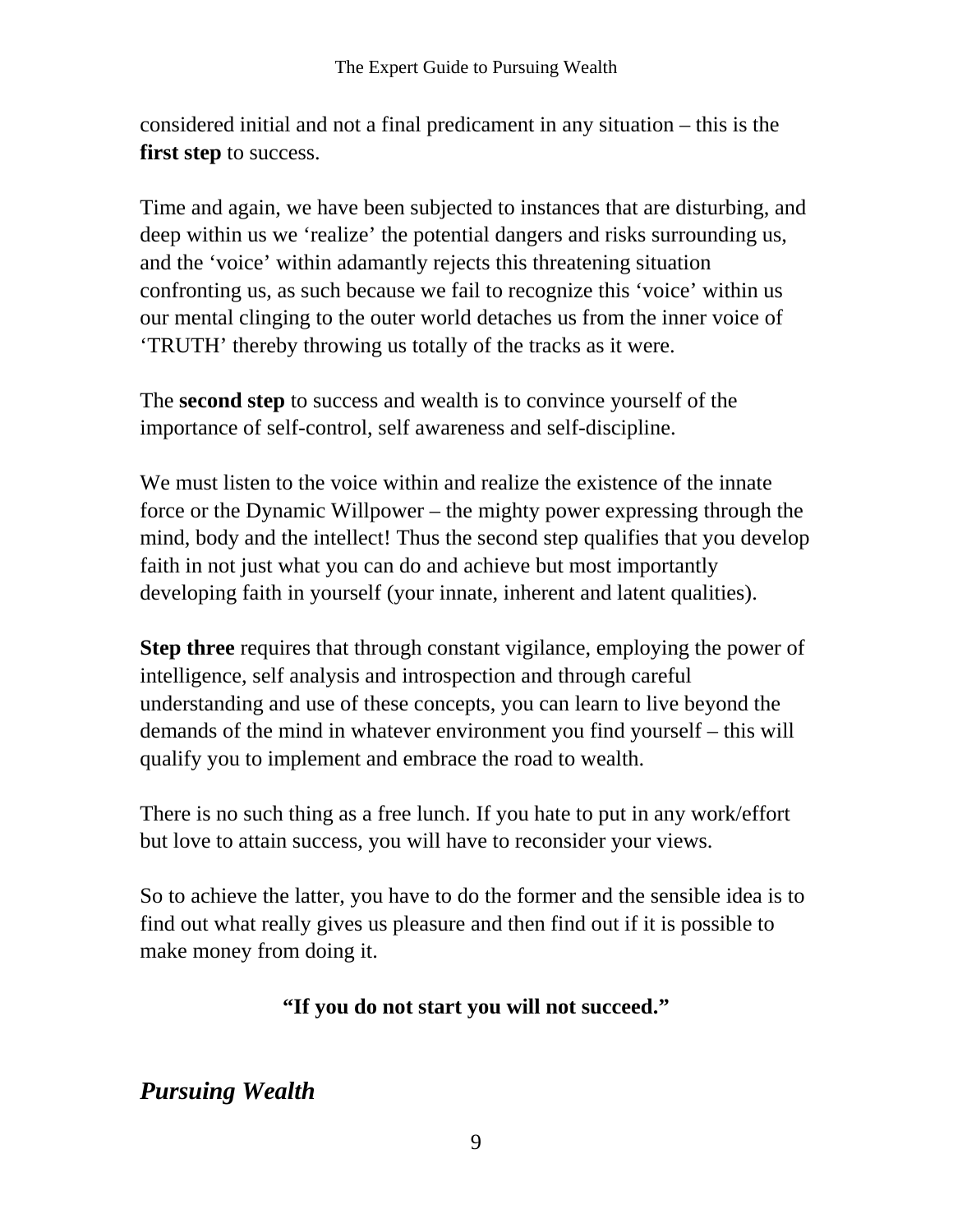considered initial and not a final predicament in any situation – this is the **first step** to success.

Time and again, we have been subjected to instances that are disturbing, and deep within us we 'realize' the potential dangers and risks surrounding us, and the 'voice' within adamantly rejects this threatening situation confronting us, as such because we fail to recognize this 'voice' within us our mental clinging to the outer world detaches us from the inner voice of 'TRUTH' thereby throwing us totally of the tracks as it were.

The **second step** to success and wealth is to convince yourself of the importance of self-control, self awareness and self-discipline.

We must listen to the voice within and realize the existence of the innate force or the Dynamic Willpower – the mighty power expressing through the mind, body and the intellect! Thus the second step qualifies that you develop faith in not just what you can do and achieve but most importantly developing faith in yourself (your innate, inherent and latent qualities).

**Step three** requires that through constant vigilance, employing the power of intelligence, self analysis and introspection and through careful understanding and use of these concepts, you can learn to live beyond the demands of the mind in whatever environment you find yourself – this will qualify you to implement and embrace the road to wealth.

There is no such thing as a free lunch. If you hate to put in any work/effort but love to attain success, you will have to reconsider your views.

So to achieve the latter, you have to do the former and the sensible idea is to find out what really gives us pleasure and then find out if it is possible to make money from doing it.

**"If you do not start you will not succeed."**

## *Pursuing Wealth*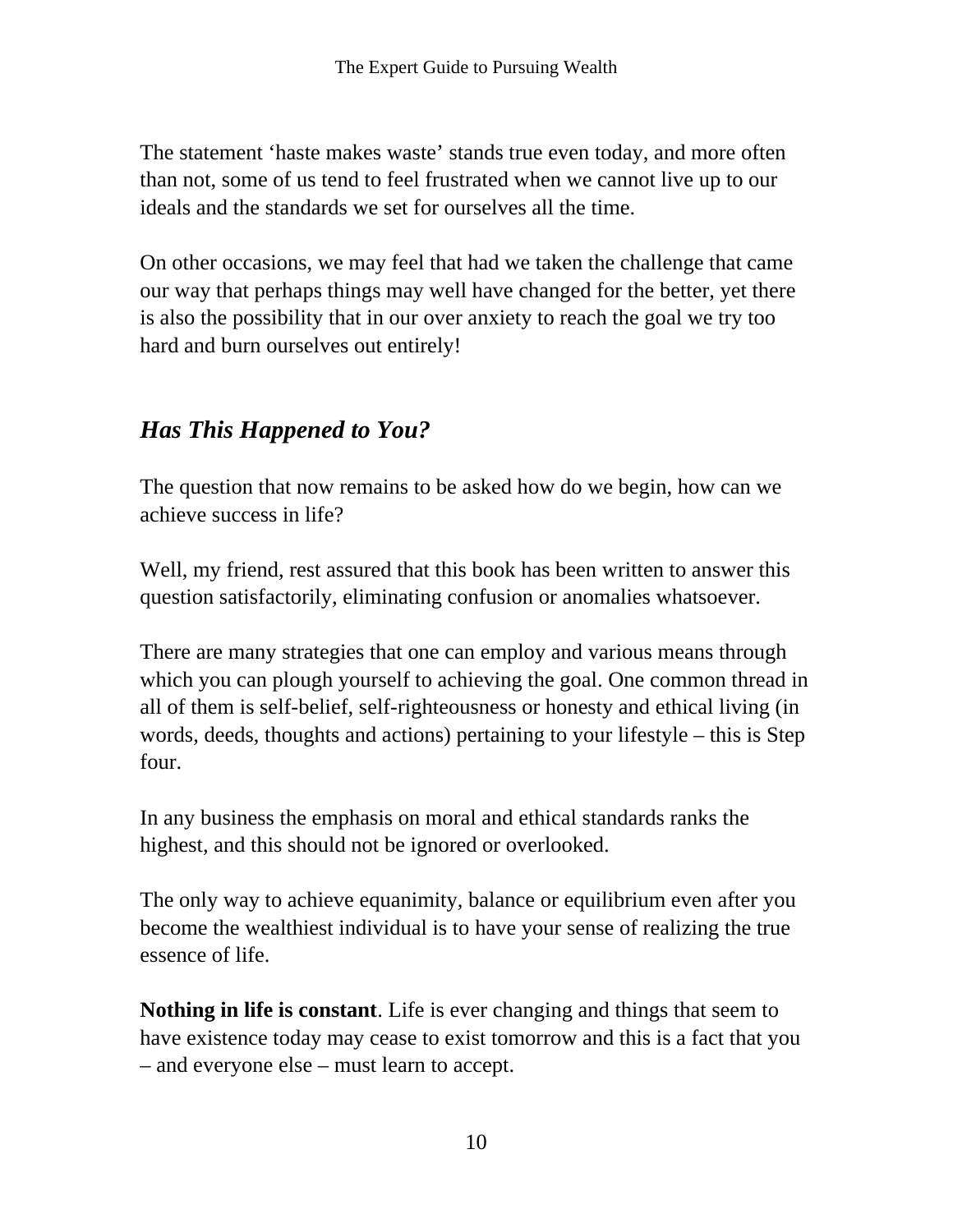The statement ‘haste makes waste’ stands true even today, and more often than not, some of us tend to feel frustrated when we cannot live up to our ideals and the standards we set for ourselves all the time.

On other occasions, we may feel that had we taken the challenge that came our way that perhaps things may well have changed for the better, yet there is also the possibility that in our over anxiety to reach the goal we try too hard and burn ourselves out entirely!

## *Has This Happened to You?*

The question that now remains to be asked how do we begin, how can we achieve success in life?

Well, my friend, rest assured that this book has been written to answer this question satisfactorily, eliminating confusion or anomalies whatsoever.

There are many strategies that one can employ and various means through which you can plough yourself to achieving the goal. One common thread in all of them is self-belief, self-righteousness or honesty and ethical living (in words, deeds, thoughts and actions) pertaining to your lifestyle – this is Step four.

In any business the emphasis on moral and ethical standards ranks the highest, and this should not be ignored or overlooked.

The only way to achieve equanimity, balance or equilibrium even after you become the wealthiest individual is to have your sense of realizing the true essence of life.

**Nothing in life is constant**. Life is ever changing and things that seem to have existence today may cease to exist tomorrow and this is a fact that you – and everyone else – must learn to accept.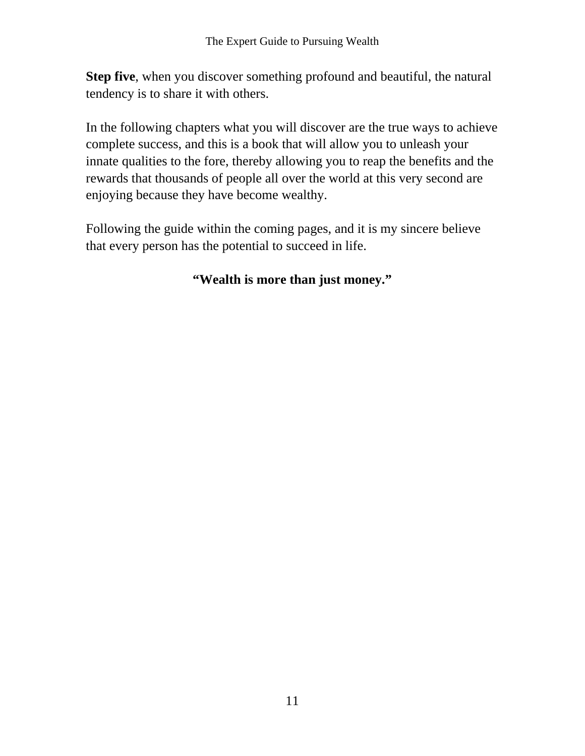**Step five**, when you discover something profound and beautiful, the natural tendency is to share it with others.

In the following chapters what you will discover are the true ways to achieve complete success, and this is a book that will allow you to unleash your innate qualities to the fore, thereby allowing you to reap the benefits and the rewards that thousands of people all over the world at this very second are enjoying because they have become wealthy.

Following the guide within the coming pages, and it is my sincere believe that every person has the potential to succeed in life.

**“Wealth is more than just money.”**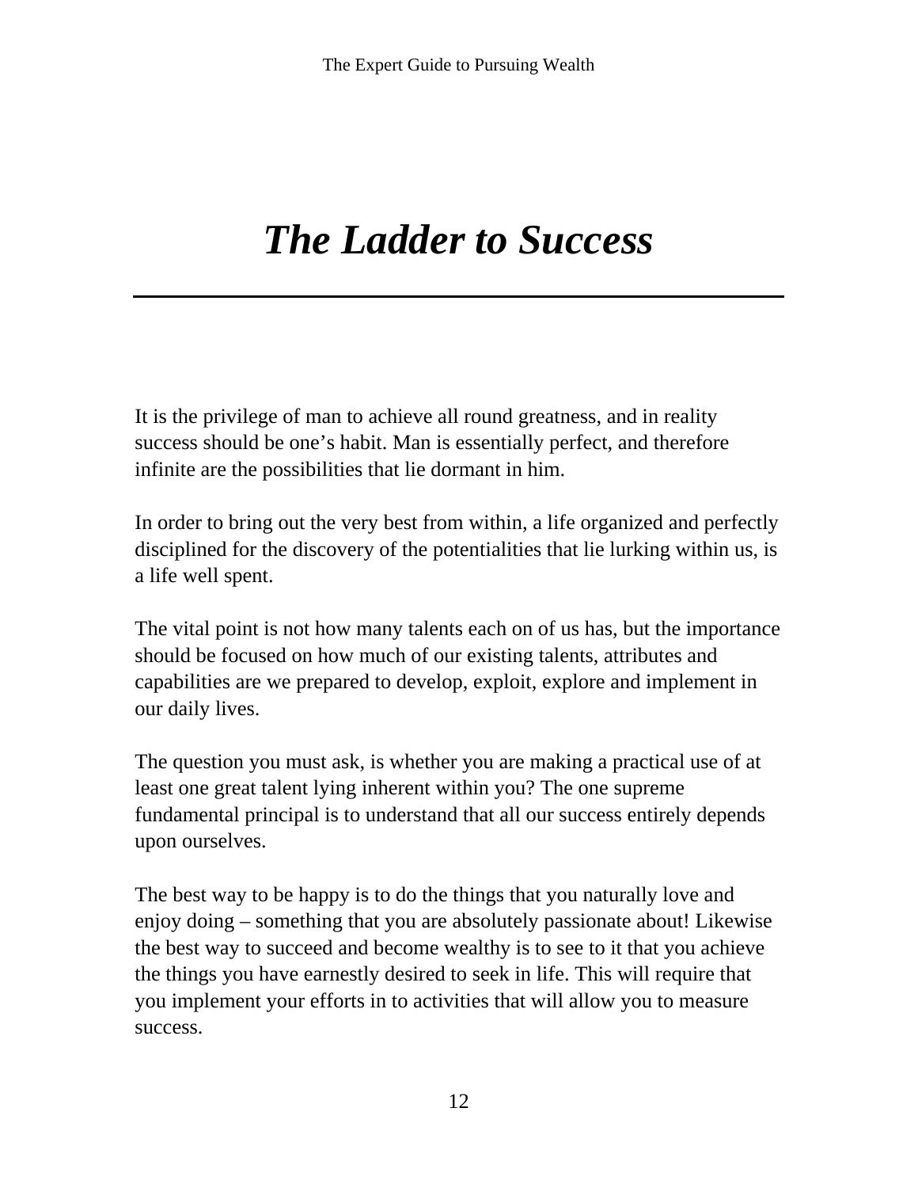# *The Ladder to Success*

---

It is the privilege of man to achieve all round greatness, and in reality success should be one's habit. Man is essentially perfect, and therefore infinite are the possibilities that lie dormant in him.

In order to bring out the very best from within, a life organized and perfectly disciplined for the discovery of the potentialities that lie lurking within us, is a life well spent.

The vital point is not how many talents each on of us has, but the importance should be focused on how much of our existing talents, attributes and capabilities are we prepared to develop, exploit, explore and implement in our daily lives.

The question you must ask, is whether you are making a practical use of at least one great talent lying inherent within you? The one supreme fundamental principal is to understand that all our success entirely depends upon ourselves.

The best way to be happy is to do the things that you naturally love and enjoy doing – something that you are absolutely passionate about! Likewise the best way to succeed and become wealthy is to see to it that you achieve the things you have earnestly desired to seek in life. This will require that you implement your efforts in to activities that will allow you to measure success.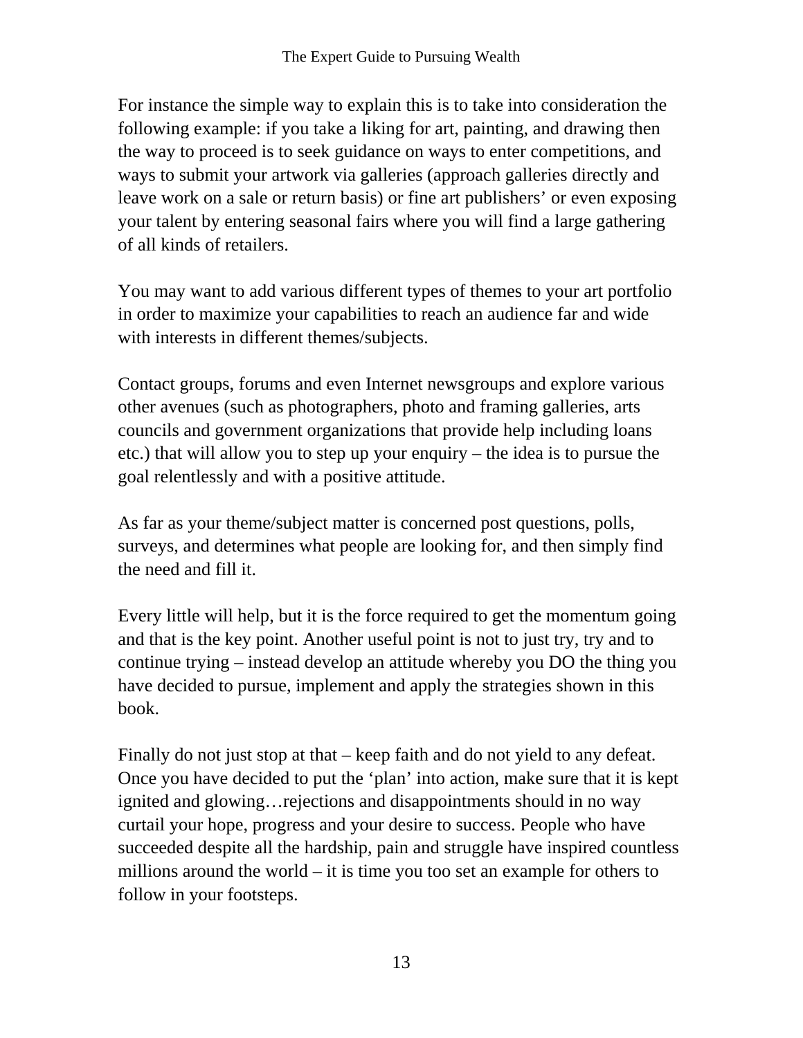For instance the simple way to explain this is to take into consideration the following example: if you take a liking for art, painting, and drawing then the way to proceed is to seek guidance on ways to enter competitions, and ways to submit your artwork via galleries (approach galleries directly and leave work on a sale or return basis) or fine art publishers' or even exposing your talent by entering seasonal fairs where you will find a large gathering of all kinds of retailers.

You may want to add various different types of themes to your art portfolio in order to maximize your capabilities to reach an audience far and wide with interests in different themes/subjects.

Contact groups, forums and even Internet newsgroups and explore various other avenues (such as photographers, photo and framing galleries, arts councils and government organizations that provide help including loans etc.) that will allow you to step up your enquiry – the idea is to pursue the goal relentlessly and with a positive attitude.

As far as your theme/subject matter is concerned post questions, polls, surveys, and determines what people are looking for, and then simply find the need and fill it.

Every little will help, but it is the force required to get the momentum going and that is the key point. Another useful point is not to just try, try and to continue trying – instead develop an attitude whereby you DO the thing you have decided to pursue, implement and apply the strategies shown in this book.

Finally do not just stop at that – keep faith and do not yield to any defeat. Once you have decided to put the 'plan' into action, make sure that it is kept ignited and glowing…rejections and disappointments should in no way curtail your hope, progress and your desire to success. People who have succeeded despite all the hardship, pain and struggle have inspired countless millions around the world – it is time you too set an example for others to follow in your footsteps.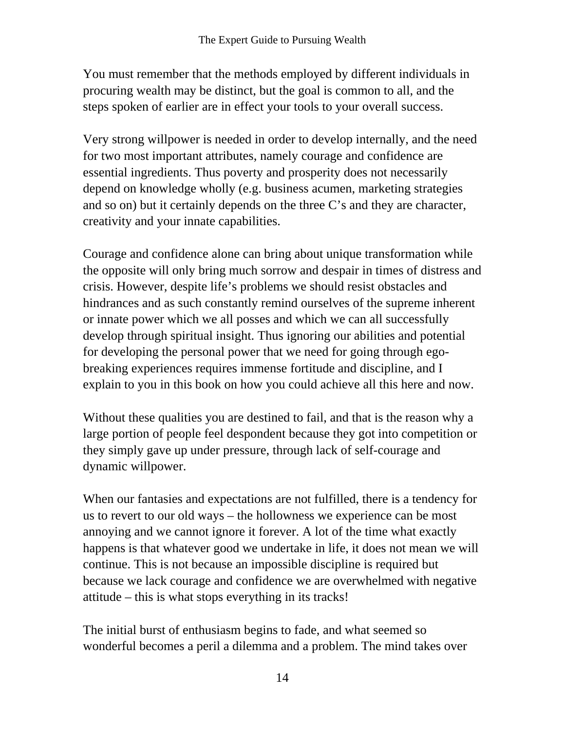You must remember that the methods employed by different individuals in procuring wealth may be distinct, but the goal is common to all, and the steps spoken of earlier are in effect your tools to your overall success.

Very strong willpower is needed in order to develop internally, and the need for two most important attributes, namely courage and confidence are essential ingredients. Thus poverty and prosperity does not necessarily depend on knowledge wholly (e.g. business acumen, marketing strategies and so on) but it certainly depends on the three C's and they are character, creativity and your innate capabilities.

Courage and confidence alone can bring about unique transformation while the opposite will only bring much sorrow and despair in times of distress and crisis. However, despite life's problems we should resist obstacles and hindrances and as such constantly remind ourselves of the supreme inherent or innate power which we all posses and which we can all successfully develop through spiritual insight. Thus ignoring our abilities and potential for developing the personal power that we need for going through ego-breaking experiences requires immense fortitude and discipline, and I explain to you in this book on how you could achieve all this here and now.

Without these qualities you are destined to fail, and that is the reason why a large portion of people feel despondent because they got into competition or they simply gave up under pressure, through lack of self-courage and dynamic willpower.

When our fantasies and expectations are not fulfilled, there is a tendency for us to revert to our old ways – the hollowness we experience can be most annoying and we cannot ignore it forever. A lot of the time what exactly happens is that whatever good we undertake in life, it does not mean we will continue. This is not because an impossible discipline is required but because we lack courage and confidence we are overwhelmed with negative attitude – this is what stops everything in its tracks!

The initial burst of enthusiasm begins to fade, and what seemed so wonderful becomes a peril a dilemma and a problem. The mind takes over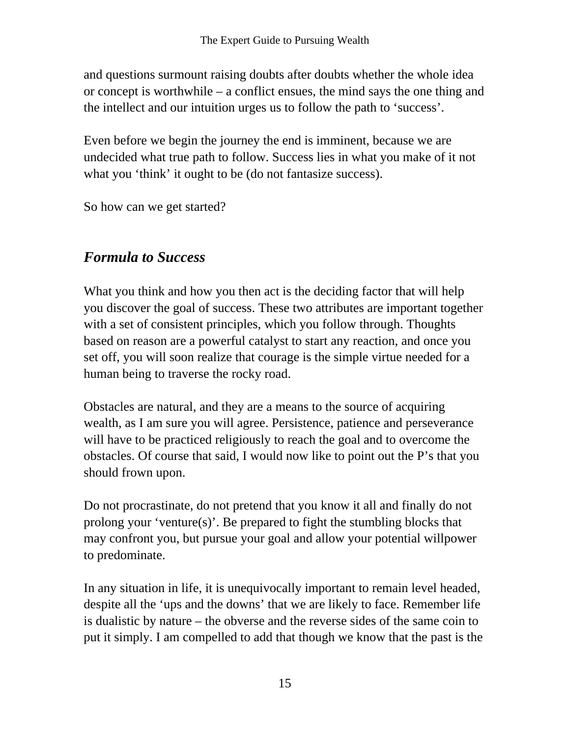and questions surmount raising doubts after doubts whether the whole idea or concept is worthwhile – a conflict ensues, the mind says the one thing and the intellect and our intuition urges us to follow the path to 'success'.

Even before we begin the journey the end is imminent, because we are undecided what true path to follow. Success lies in what you make of it not what you 'think' it ought to be (do not fantasize success).

So how can we get started?

## *Formula to Success*

What you think and how you then act is the deciding factor that will help you discover the goal of success. These two attributes are important together with a set of consistent principles, which you follow through. Thoughts based on reason are a powerful catalyst to start any reaction, and once you set off, you will soon realize that courage is the simple virtue needed for a human being to traverse the rocky road.

Obstacles are natural, and they are a means to the source of acquiring wealth, as I am sure you will agree. Persistence, patience and perseverance will have to be practiced religiously to reach the goal and to overcome the obstacles. Of course that said, I would now like to point out the P's that you should frown upon.

Do not procrastinate, do not pretend that you know it all and finally do not prolong your 'venture(s)'. Be prepared to fight the stumbling blocks that may confront you, but pursue your goal and allow your potential willpower to predominate.

In any situation in life, it is unequivocally important to remain level headed, despite all the 'ups and the downs' that we are likely to face. Remember life is dualistic by nature – the obverse and the reverse sides of the same coin to put it simply. I am compelled to add that though we know that the past is the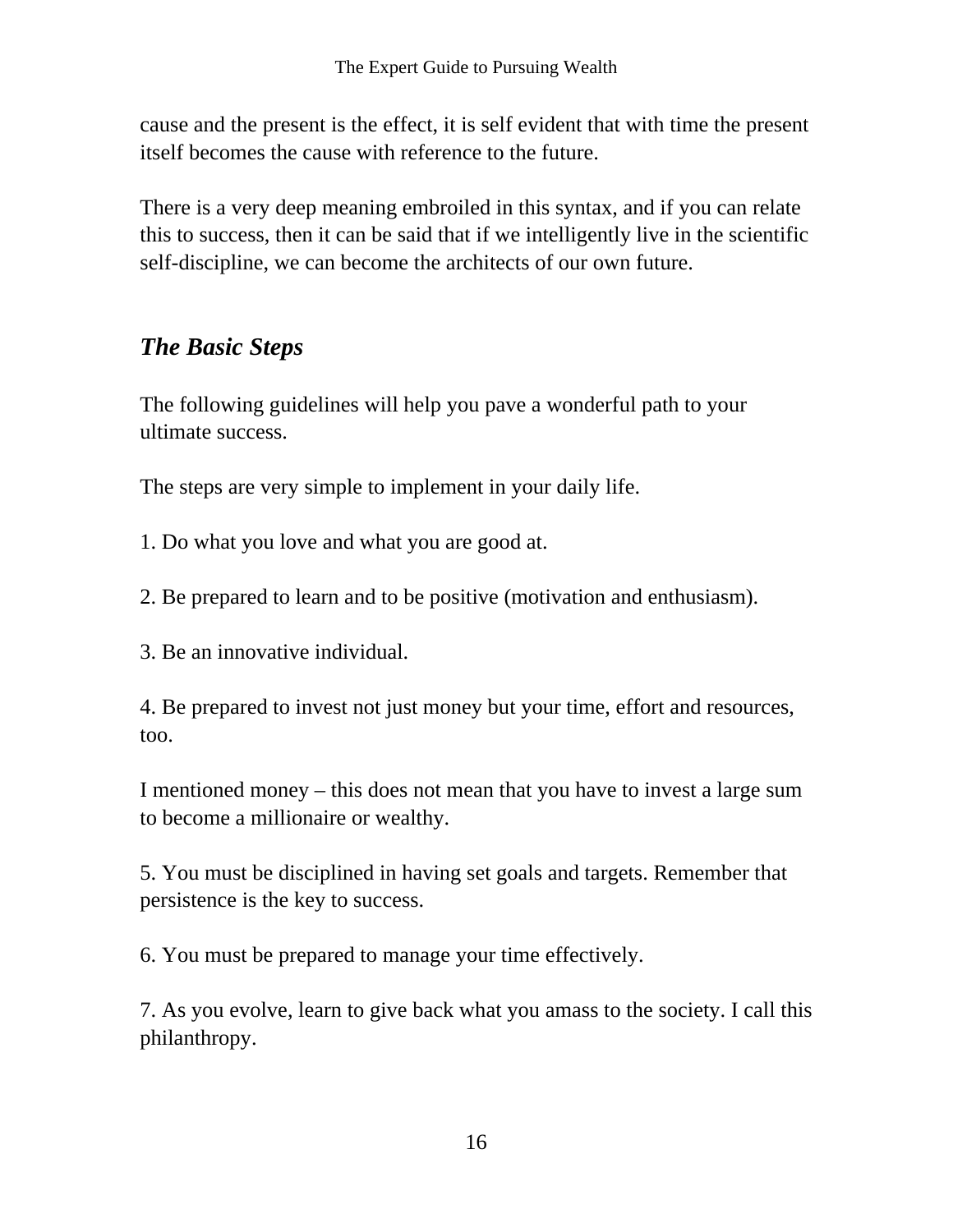cause and the present is the effect, it is self evident that with time the present itself becomes the cause with reference to the future.

There is a very deep meaning embroiled in this syntax, and if you can relate this to success, then it can be said that if we intelligently live in the scientific self-discipline, we can become the architects of our own future.

## *The Basic Steps*

The following guidelines will help you pave a wonderful path to your ultimate success.

The steps are very simple to implement in your daily life.

1. Do what you love and what you are good at.

2. Be prepared to learn and to be positive (motivation and enthusiasm).

3. Be an innovative individual.

4. Be prepared to invest not just money but your time, effort and resources, too.

I mentioned money – this does not mean that you have to invest a large sum to become a millionaire or wealthy.

5. You must be disciplined in having set goals and targets. Remember that persistence is the key to success.

6. You must be prepared to manage your time effectively.

7. As you evolve, learn to give back what you amass to the society. I call this philanthropy.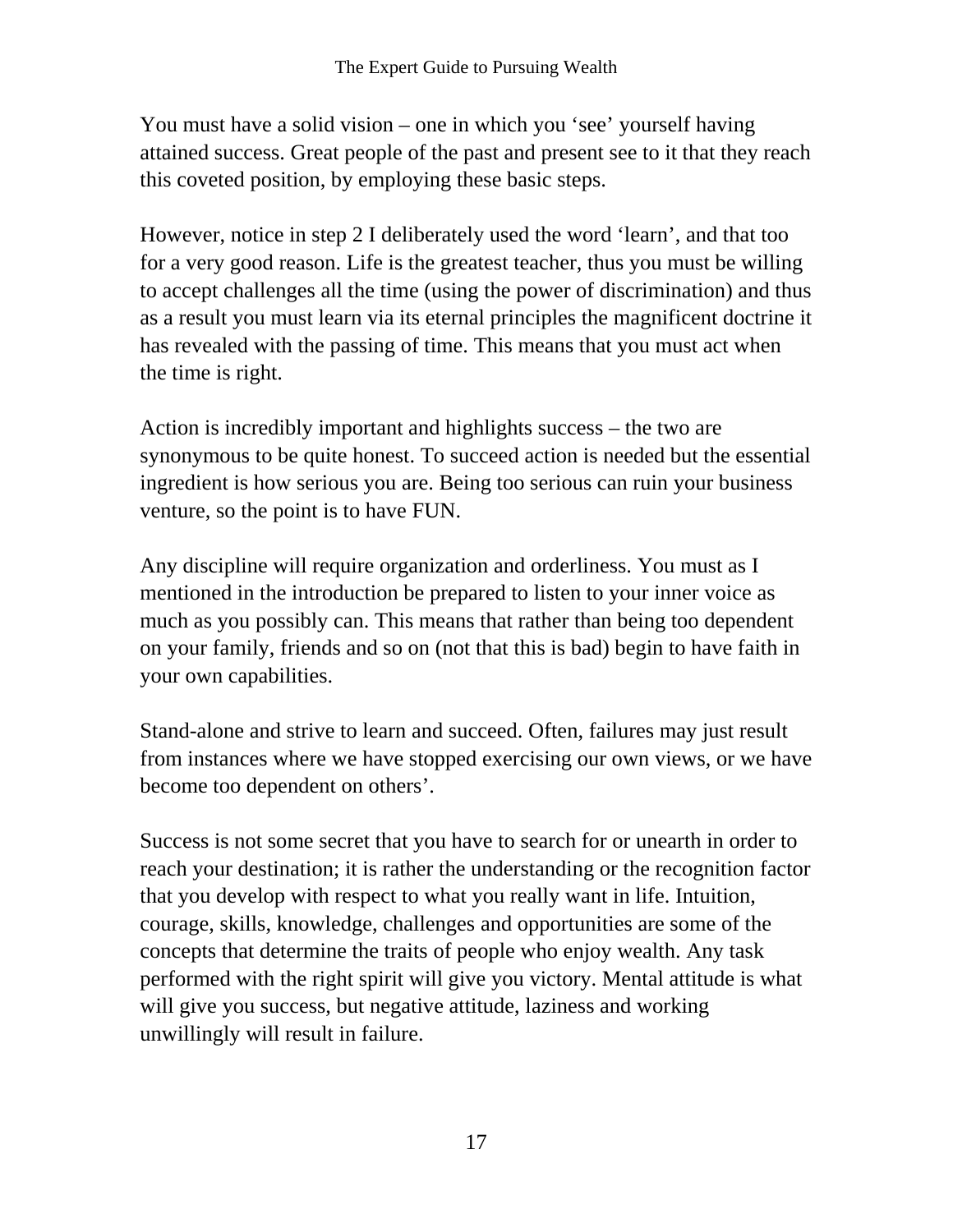You must have a solid vision – one in which you 'see' yourself having attained success. Great people of the past and present see to it that they reach this coveted position, by employing these basic steps.

However, notice in step 2 I deliberately used the word 'learn', and that too for a very good reason. Life is the greatest teacher, thus you must be willing to accept challenges all the time (using the power of discrimination) and thus as a result you must learn via its eternal principles the magnificent doctrine it has revealed with the passing of time. This means that you must act when the time is right.

Action is incredibly important and highlights success – the two are synonymous to be quite honest. To succeed action is needed but the essential ingredient is how serious you are. Being too serious can ruin your business venture, so the point is to have FUN.

Any discipline will require organization and orderliness. You must as I mentioned in the introduction be prepared to listen to your inner voice as much as you possibly can. This means that rather than being too dependent on your family, friends and so on (not that this is bad) begin to have faith in your own capabilities.

Stand-alone and strive to learn and succeed. Often, failures may just result from instances where we have stopped exercising our own views, or we have become too dependent on others'.

Success is not some secret that you have to search for or unearth in order to reach your destination; it is rather the understanding or the recognition factor that you develop with respect to what you really want in life. Intuition, courage, skills, knowledge, challenges and opportunities are some of the concepts that determine the traits of people who enjoy wealth. Any task performed with the right spirit will give you victory. Mental attitude is what will give you success, but negative attitude, laziness and working unwillingly will result in failure.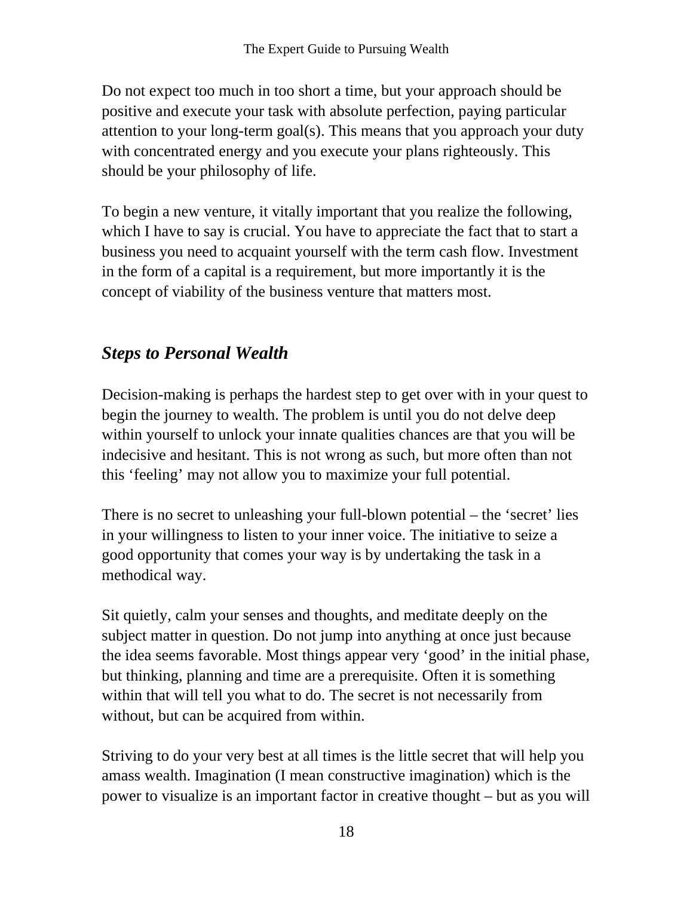Do not expect too much in too short a time, but your approach should be positive and execute your task with absolute perfection, paying particular attention to your long-term goal(s). This means that you approach your duty with concentrated energy and you execute your plans righteously. This should be your philosophy of life.

To begin a new venture, it vitally important that you realize the following, which I have to say is crucial. You have to appreciate the fact that to start a business you need to acquaint yourself with the term cash flow. Investment in the form of a capital is a requirement, but more importantly it is the concept of viability of the business venture that matters most.

## *Steps to Personal Wealth*

Decision-making is perhaps the hardest step to get over with in your quest to begin the journey to wealth. The problem is until you do not delve deep within yourself to unlock your innate qualities chances are that you will be indecisive and hesitant. This is not wrong as such, but more often than not this 'feeling' may not allow you to maximize your full potential.

There is no secret to unleashing your full-blown potential – the 'secret' lies in your willingness to listen to your inner voice. The initiative to seize a good opportunity that comes your way is by undertaking the task in a methodical way.

Sit quietly, calm your senses and thoughts, and meditate deeply on the subject matter in question. Do not jump into anything at once just because the idea seems favorable. Most things appear very 'good' in the initial phase, but thinking, planning and time are a prerequisite. Often it is something within that will tell you what to do. The secret is not necessarily from without, but can be acquired from within.

Striving to do your very best at all times is the little secret that will help you amass wealth. Imagination (I mean constructive imagination) which is the power to visualize is an important factor in creative thought – but as you will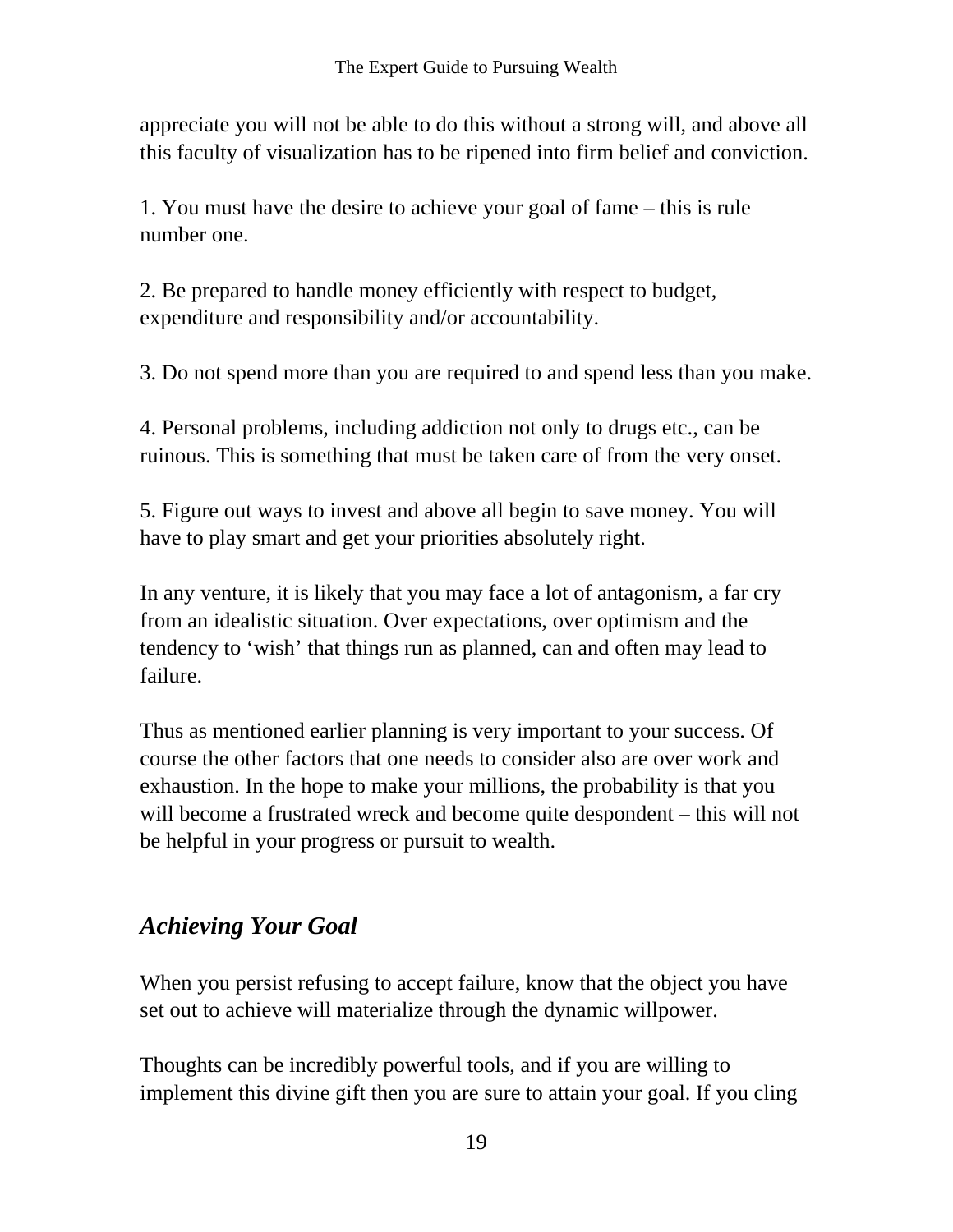appreciate you will not be able to do this without a strong will, and above all this faculty of visualization has to be ripened into firm belief and conviction.

1. You must have the desire to achieve your goal of fame – this is rule number one.

2. Be prepared to handle money efficiently with respect to budget, expenditure and responsibility and/or accountability.

3. Do not spend more than you are required to and spend less than you make.

4. Personal problems, including addiction not only to drugs etc., can be ruinous. This is something that must be taken care of from the very onset.

5. Figure out ways to invest and above all begin to save money. You will have to play smart and get your priorities absolutely right.

In any venture, it is likely that you may face a lot of antagonism, a far cry from an idealistic situation. Over expectations, over optimism and the tendency to 'wish' that things run as planned, can and often may lead to failure.

Thus as mentioned earlier planning is very important to your success. Of course the other factors that one needs to consider also are over work and exhaustion. In the hope to make your millions, the probability is that you will become a frustrated wreck and become quite despondent – this will not be helpful in your progress or pursuit to wealth.

## *Achieving Your Goal*

When you persist refusing to accept failure, know that the object you have set out to achieve will materialize through the dynamic willpower.

Thoughts can be incredibly powerful tools, and if you are willing to implement this divine gift then you are sure to attain your goal. If you cling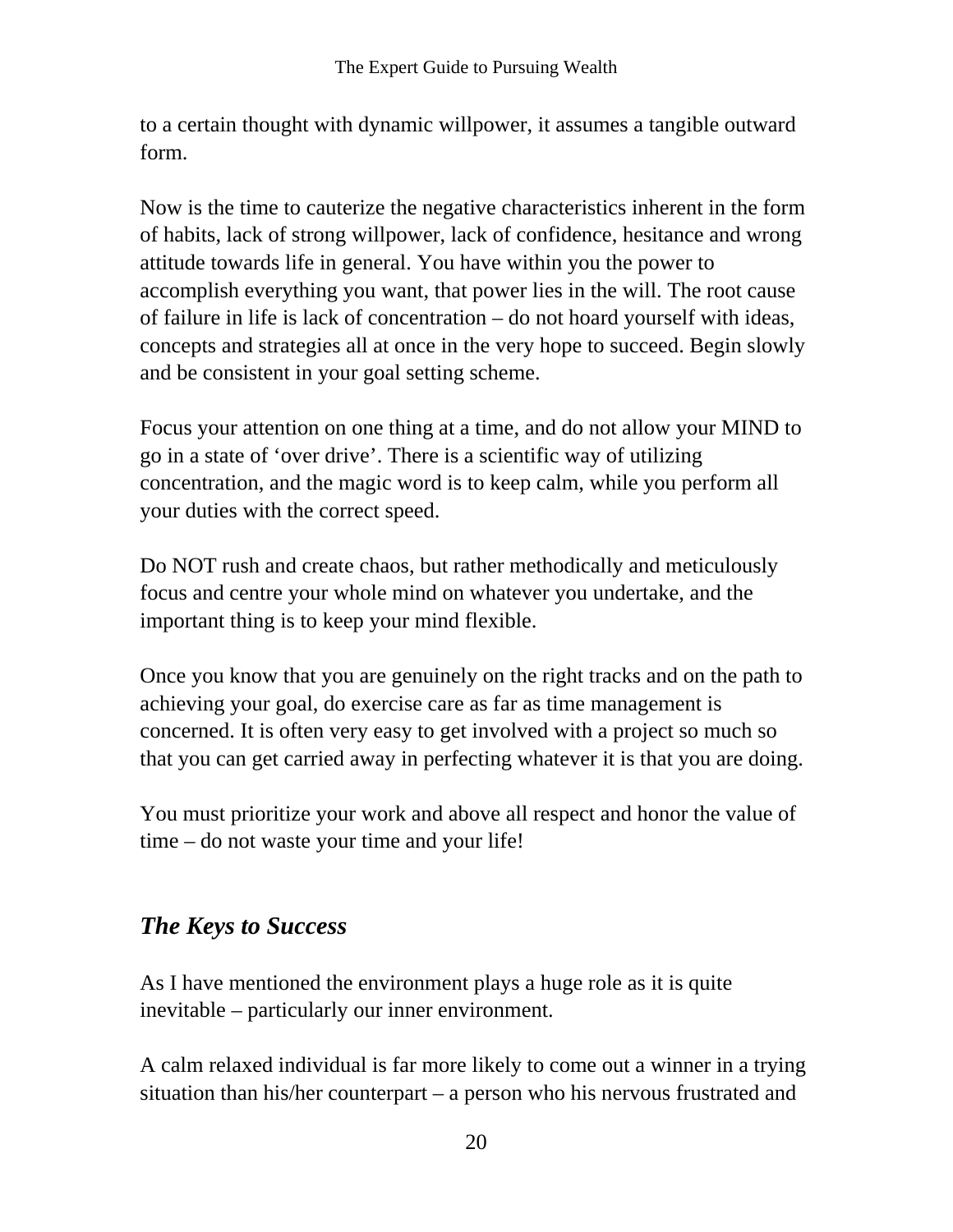to a certain thought with dynamic willpower, it assumes a tangible outward form.

Now is the time to cauterize the negative characteristics inherent in the form of habits, lack of strong willpower, lack of confidence, hesitance and wrong attitude towards life in general. You have within you the power to accomplish everything you want, that power lies in the will. The root cause of failure in life is lack of concentration – do not hoard yourself with ideas, concepts and strategies all at once in the very hope to succeed. Begin slowly and be consistent in your goal setting scheme.

Focus your attention on one thing at a time, and do not allow your MIND to go in a state of 'over drive'. There is a scientific way of utilizing concentration, and the magic word is to keep calm, while you perform all your duties with the correct speed.

Do NOT rush and create chaos, but rather methodically and meticulously focus and centre your whole mind on whatever you undertake, and the important thing is to keep your mind flexible.

Once you know that you are genuinely on the right tracks and on the path to achieving your goal, do exercise care as far as time management is concerned. It is often very easy to get involved with a project so much so that you can get carried away in perfecting whatever it is that you are doing.

You must prioritize your work and above all respect and honor the value of time – do not waste your time and your life!

## *The Keys to Success*

As I have mentioned the environment plays a huge role as it is quite inevitable – particularly our inner environment.

A calm relaxed individual is far more likely to come out a winner in a trying situation than his/her counterpart – a person who his nervous frustrated and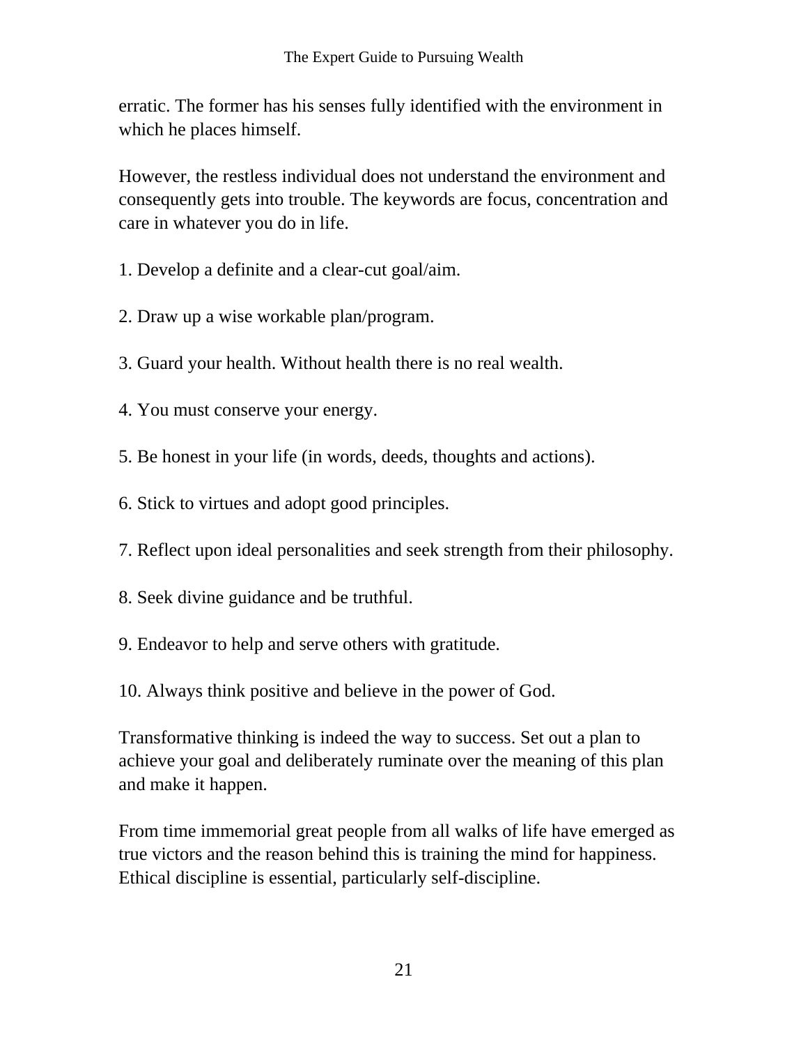erratic. The former has his senses fully identified with the environment in which he places himself.

However, the restless individual does not understand the environment and consequently gets into trouble. The keywords are focus, concentration and care in whatever you do in life.

1. Develop a definite and a clear-cut goal/aim.

2. Draw up a wise workable plan/program.

3. Guard your health. Without health there is no real wealth.

4. You must conserve your energy.

5. Be honest in your life (in words, deeds, thoughts and actions).

6. Stick to virtues and adopt good principles.

7. Reflect upon ideal personalities and seek strength from their philosophy.

8. Seek divine guidance and be truthful.

9. Endeavor to help and serve others with gratitude.

10. Always think positive and believe in the power of God.

Transformative thinking is indeed the way to success. Set out a plan to achieve your goal and deliberately ruminate over the meaning of this plan and make it happen.

From time immemorial great people from all walks of life have emerged as true victors and the reason behind this is training the mind for happiness. Ethical discipline is essential, particularly self-discipline.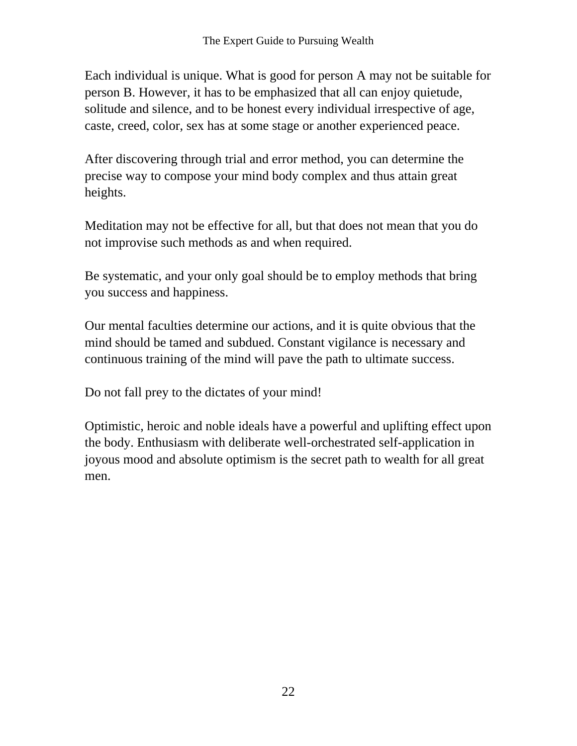Each individual is unique. What is good for person A may not be suitable for person B. However, it has to be emphasized that all can enjoy quietude, solitude and silence, and to be honest every individual irrespective of age, caste, creed, color, sex has at some stage or another experienced peace.

After discovering through trial and error method, you can determine the precise way to compose your mind body complex and thus attain great heights.

Meditation may not be effective for all, but that does not mean that you do not improvise such methods as and when required.

Be systematic, and your only goal should be to employ methods that bring you success and happiness.

Our mental faculties determine our actions, and it is quite obvious that the mind should be tamed and subdued. Constant vigilance is necessary and continuous training of the mind will pave the path to ultimate success.

Do not fall prey to the dictates of your mind!

Optimistic, heroic and noble ideals have a powerful and uplifting effect upon the body. Enthusiasm with deliberate well-orchestrated self-application in joyous mood and absolute optimism is the secret path to wealth for all great men.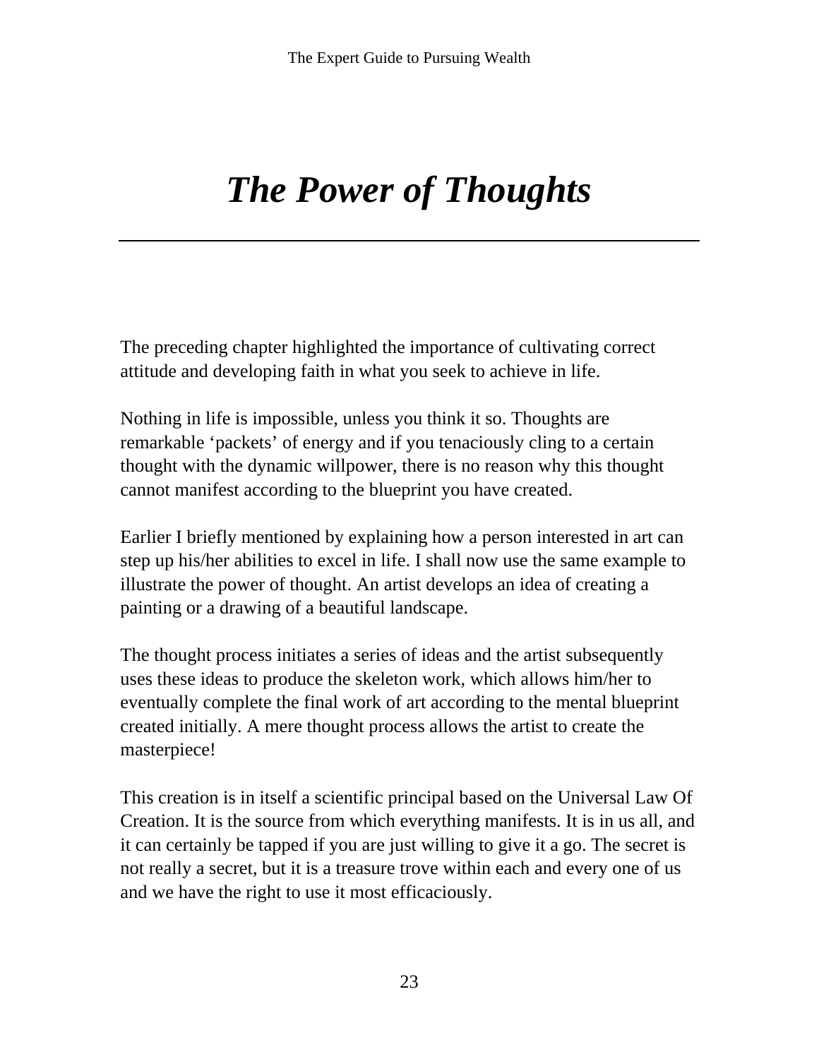# *The Power of Thoughts*

The preceding chapter highlighted the importance of cultivating correct attitude and developing faith in what you seek to achieve in life.

Nothing in life is impossible, unless you think it so. Thoughts are remarkable 'packets' of energy and if you tenaciously cling to a certain thought with the dynamic willpower, there is no reason why this thought cannot manifest according to the blueprint you have created.

Earlier I briefly mentioned by explaining how a person interested in art can step up his/her abilities to excel in life. I shall now use the same example to illustrate the power of thought. An artist develops an idea of creating a painting or a drawing of a beautiful landscape.

The thought process initiates a series of ideas and the artist subsequently uses these ideas to produce the skeleton work, which allows him/her to eventually complete the final work of art according to the mental blueprint created initially. A mere thought process allows the artist to create the masterpiece!

This creation is in itself a scientific principal based on the Universal Law Of Creation. It is the source from which everything manifests. It is in us all, and it can certainly be tapped if you are just willing to give it a go. The secret is not really a secret, but it is a treasure trove within each and every one of us and we have the right to use it most efficaciously.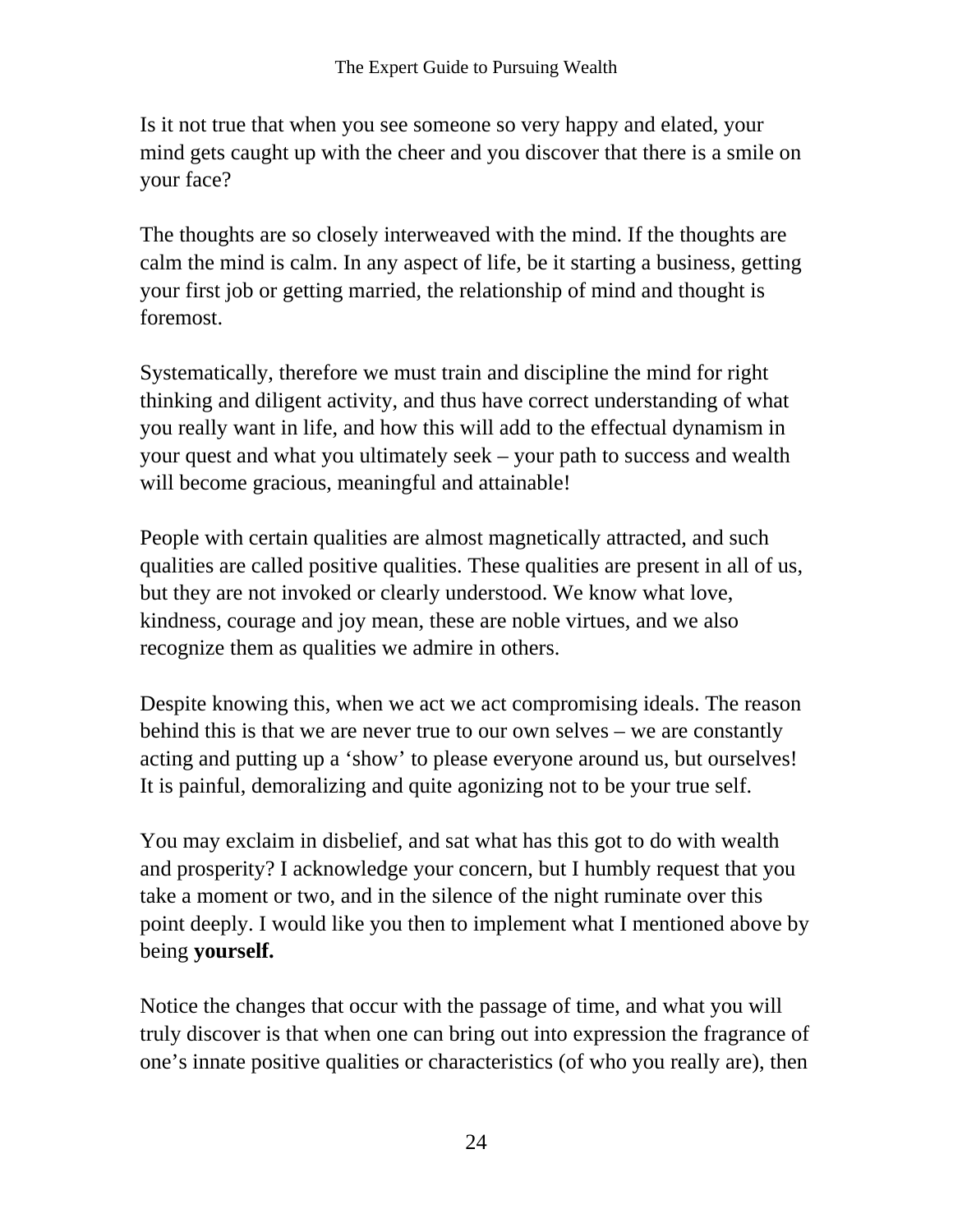Is it not true that when you see someone so very happy and elated, your mind gets caught up with the cheer and you discover that there is a smile on your face?

The thoughts are so closely interweaved with the mind. If the thoughts are calm the mind is calm. In any aspect of life, be it starting a business, getting your first job or getting married, the relationship of mind and thought is foremost.

Systematically, therefore we must train and discipline the mind for right thinking and diligent activity, and thus have correct understanding of what you really want in life, and how this will add to the effectual dynamism in your quest and what you ultimately seek – your path to success and wealth will become gracious, meaningful and attainable!

People with certain qualities are almost magnetically attracted, and such qualities are called positive qualities. These qualities are present in all of us, but they are not invoked or clearly understood. We know what love, kindness, courage and joy mean, these are noble virtues, and we also recognize them as qualities we admire in others.

Despite knowing this, when we act we act compromising ideals. The reason behind this is that we are never true to our own selves – we are constantly acting and putting up a 'show' to please everyone around us, but ourselves! It is painful, demoralizing and quite agonizing not to be your true self.

You may exclaim in disbelief, and sat what has this got to do with wealth and prosperity? I acknowledge your concern, but I humbly request that you take a moment or two, and in the silence of the night ruminate over this point deeply. I would like you then to implement what I mentioned above by being **yourself.**

Notice the changes that occur with the passage of time, and what you will truly discover is that when one can bring out into expression the fragrance of one's innate positive qualities or characteristics (of who you really are), then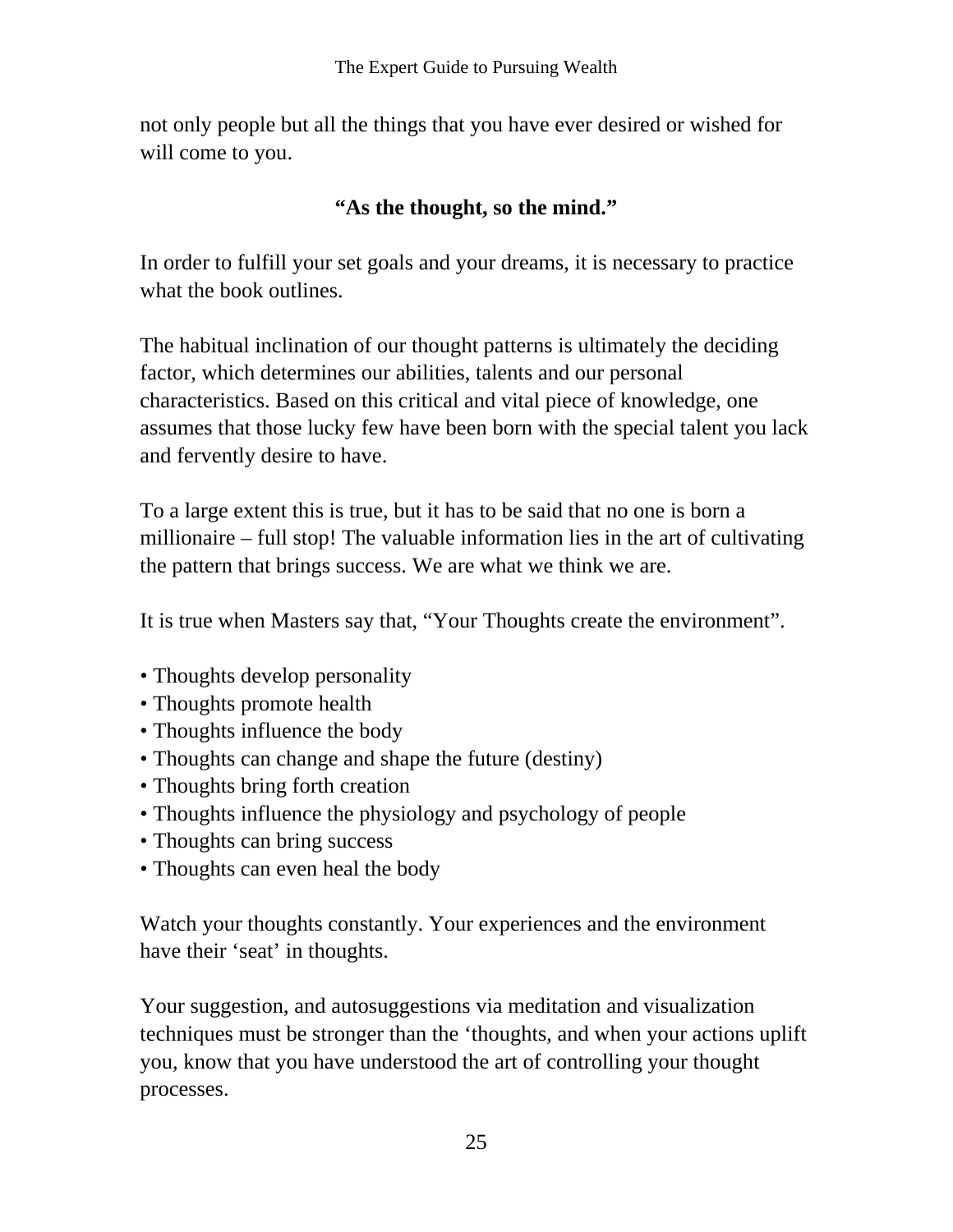not only people but all the things that you have ever desired or wished for will come to you.

**"As the thought, so the mind."**

In order to fulfill your set goals and your dreams, it is necessary to practice what the book outlines.

The habitual inclination of our thought patterns is ultimately the deciding factor, which determines our abilities, talents and our personal characteristics. Based on this critical and vital piece of knowledge, one assumes that those lucky few have been born with the special talent you lack and fervently desire to have.

To a large extent this is true, but it has to be said that no one is born a millionaire – full stop! The valuable information lies in the art of cultivating the pattern that brings success. We are what we think we are.

It is true when Masters say that, "Your Thoughts create the environment".

- Thoughts develop personality
- Thoughts promote health
- Thoughts influence the body
- Thoughts can change and shape the future (destiny)
- Thoughts bring forth creation
- Thoughts influence the physiology and psychology of people
- Thoughts can bring success
- Thoughts can even heal the body

Watch your thoughts constantly. Your experiences and the environment have their 'seat' in thoughts.

Your suggestion, and autosuggestions via meditation and visualization techniques must be stronger than the 'thoughts, and when your actions uplift you, know that you have understood the art of controlling your thought processes.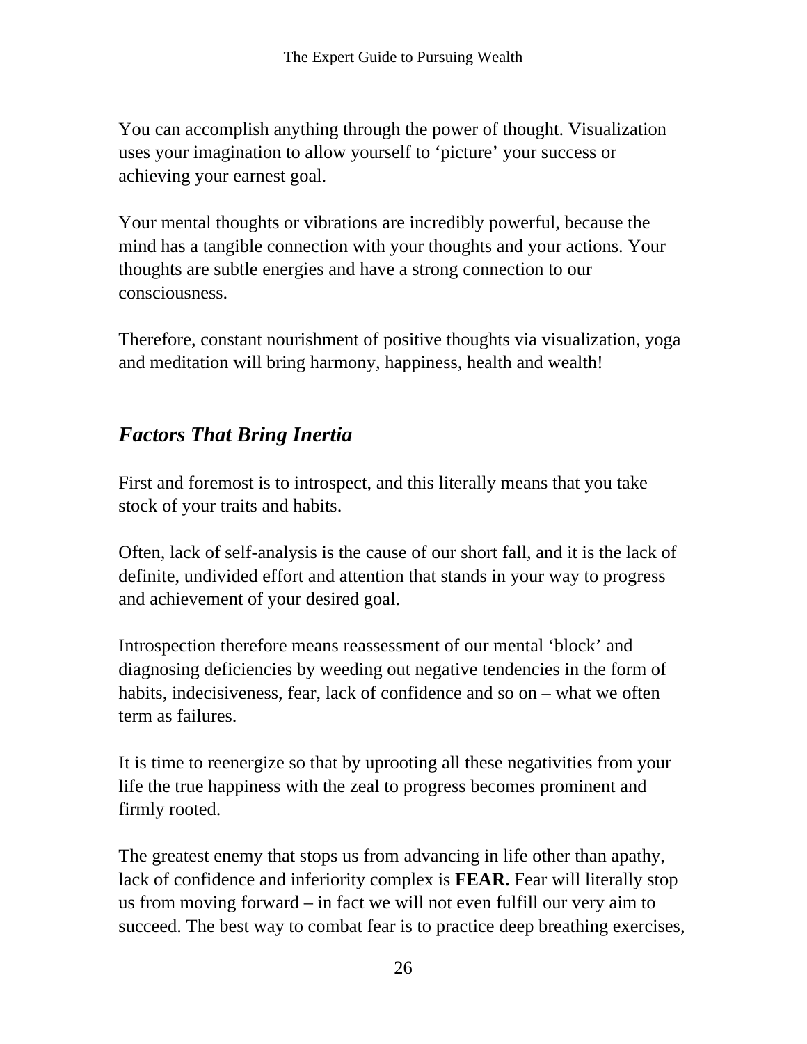You can accomplish anything through the power of thought. Visualization uses your imagination to allow yourself to 'picture' your success or achieving your earnest goal.

Your mental thoughts or vibrations are incredibly powerful, because the mind has a tangible connection with your thoughts and your actions. Your thoughts are subtle energies and have a strong connection to our consciousness.

Therefore, constant nourishment of positive thoughts via visualization, yoga and meditation will bring harmony, happiness, health and wealth!

## *Factors That Bring Inertia*

First and foremost is to introspect, and this literally means that you take stock of your traits and habits.

Often, lack of self-analysis is the cause of our short fall, and it is the lack of definite, undivided effort and attention that stands in your way to progress and achievement of your desired goal.

Introspection therefore means reassessment of our mental 'block' and diagnosing deficiencies by weeding out negative tendencies in the form of habits, indecisiveness, fear, lack of confidence and so on – what we often term as failures.

It is time to reenergize so that by uprooting all these negativities from your life the true happiness with the zeal to progress becomes prominent and firmly rooted.

The greatest enemy that stops us from advancing in life other than apathy, lack of confidence and inferiority complex is **FEAR.** Fear will literally stop us from moving forward – in fact we will not even fulfill our very aim to succeed. The best way to combat fear is to practice deep breathing exercises,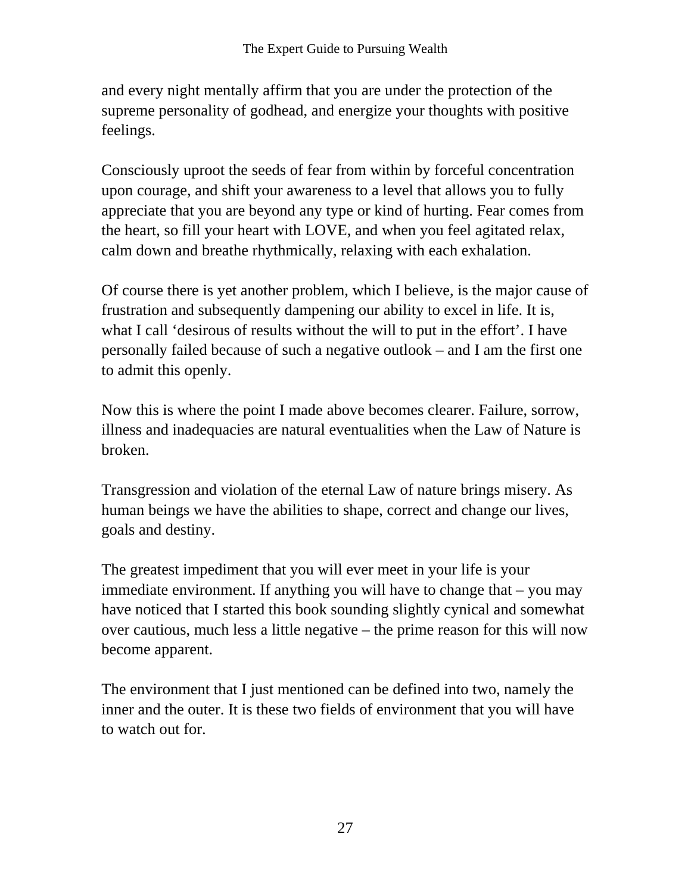and every night mentally affirm that you are under the protection of the supreme personality of godhead, and energize your thoughts with positive feelings.

Consciously uproot the seeds of fear from within by forceful concentration upon courage, and shift your awareness to a level that allows you to fully appreciate that you are beyond any type or kind of hurting. Fear comes from the heart, so fill your heart with LOVE, and when you feel agitated relax, calm down and breathe rhythmically, relaxing with each exhalation.

Of course there is yet another problem, which I believe, is the major cause of frustration and subsequently dampening our ability to excel in life. It is, what I call 'desirous of results without the will to put in the effort'. I have personally failed because of such a negative outlook – and I am the first one to admit this openly.

Now this is where the point I made above becomes clearer. Failure, sorrow, illness and inadequacies are natural eventualities when the Law of Nature is broken.

Transgression and violation of the eternal Law of nature brings misery. As human beings we have the abilities to shape, correct and change our lives, goals and destiny.

The greatest impediment that you will ever meet in your life is your immediate environment. If anything you will have to change that – you may have noticed that I started this book sounding slightly cynical and somewhat over cautious, much less a little negative – the prime reason for this will now become apparent.

The environment that I just mentioned can be defined into two, namely the inner and the outer. It is these two fields of environment that you will have to watch out for.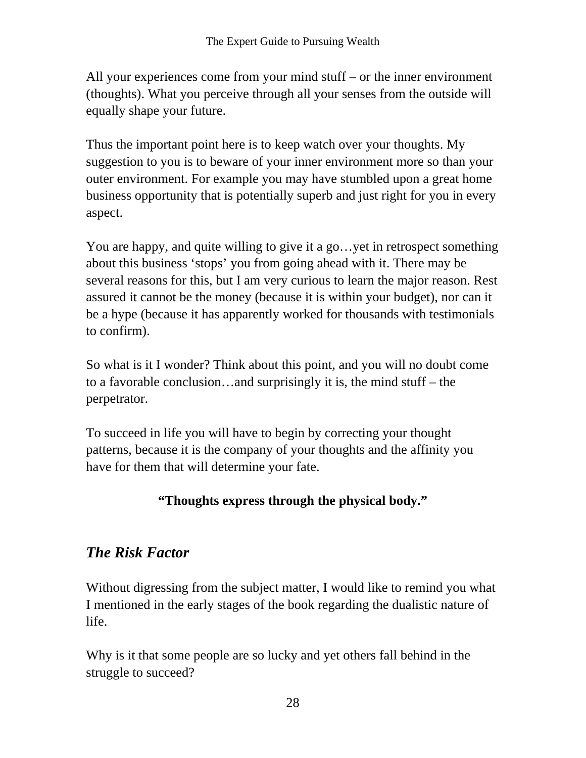All your experiences come from your mind stuff – or the inner environment (thoughts). What you perceive through all your senses from the outside will equally shape your future.

Thus the important point here is to keep watch over your thoughts. My suggestion to you is to beware of your inner environment more so than your outer environment. For example you may have stumbled upon a great home business opportunity that is potentially superb and just right for you in every aspect.

You are happy, and quite willing to give it a go…yet in retrospect something about this business 'stops' you from going ahead with it. There may be several reasons for this, but I am very curious to learn the major reason. Rest assured it cannot be the money (because it is within your budget), nor can it be a hype (because it has apparently worked for thousands with testimonials to confirm).

So what is it I wonder? Think about this point, and you will no doubt come to a favorable conclusion…and surprisingly it is, the mind stuff – the perpetrator.

To succeed in life you will have to begin by correcting your thought patterns, because it is the company of your thoughts and the affinity you have for them that will determine your fate.

**"Thoughts express through the physical body."**

## *The Risk Factor*

Without digressing from the subject matter, I would like to remind you what I mentioned in the early stages of the book regarding the dualistic nature of life.

Why is it that some people are so lucky and yet others fall behind in the struggle to succeed?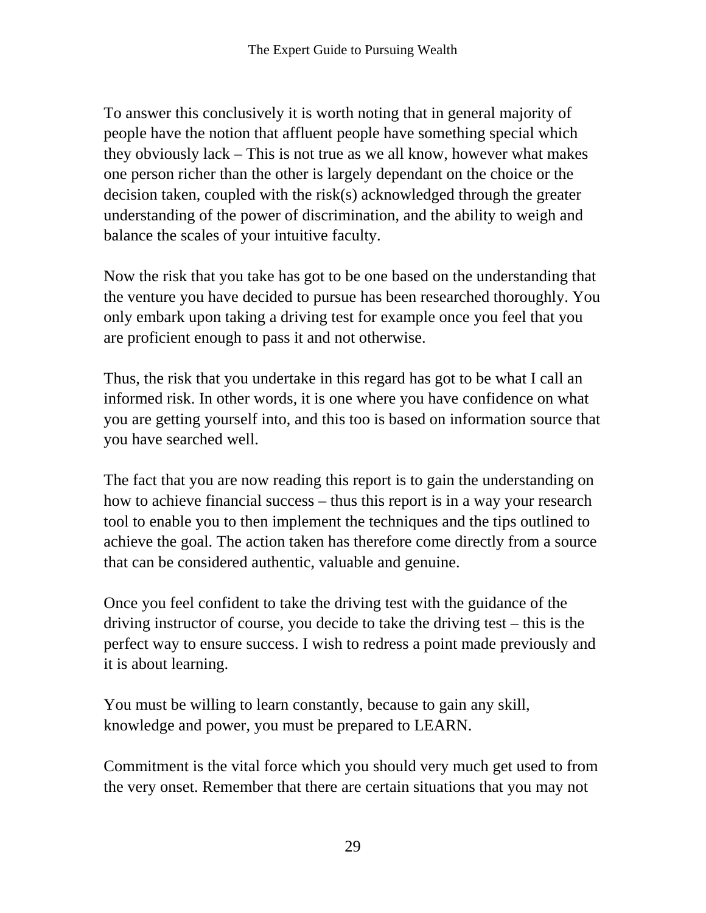To answer this conclusively it is worth noting that in general majority of people have the notion that affluent people have something special which they obviously lack – This is not true as we all know, however what makes one person richer than the other is largely dependant on the choice or the decision taken, coupled with the risk(s) acknowledged through the greater understanding of the power of discrimination, and the ability to weigh and balance the scales of your intuitive faculty.

Now the risk that you take has got to be one based on the understanding that the venture you have decided to pursue has been researched thoroughly. You only embark upon taking a driving test for example once you feel that you are proficient enough to pass it and not otherwise.

Thus, the risk that you undertake in this regard has got to be what I call an informed risk. In other words, it is one where you have confidence on what you are getting yourself into, and this too is based on information source that you have searched well.

The fact that you are now reading this report is to gain the understanding on how to achieve financial success – thus this report is in a way your research tool to enable you to then implement the techniques and the tips outlined to achieve the goal. The action taken has therefore come directly from a source that can be considered authentic, valuable and genuine.

Once you feel confident to take the driving test with the guidance of the driving instructor of course, you decide to take the driving test – this is the perfect way to ensure success. I wish to redress a point made previously and it is about learning.

You must be willing to learn constantly, because to gain any skill, knowledge and power, you must be prepared to LEARN.

Commitment is the vital force which you should very much get used to from the very onset. Remember that there are certain situations that you may not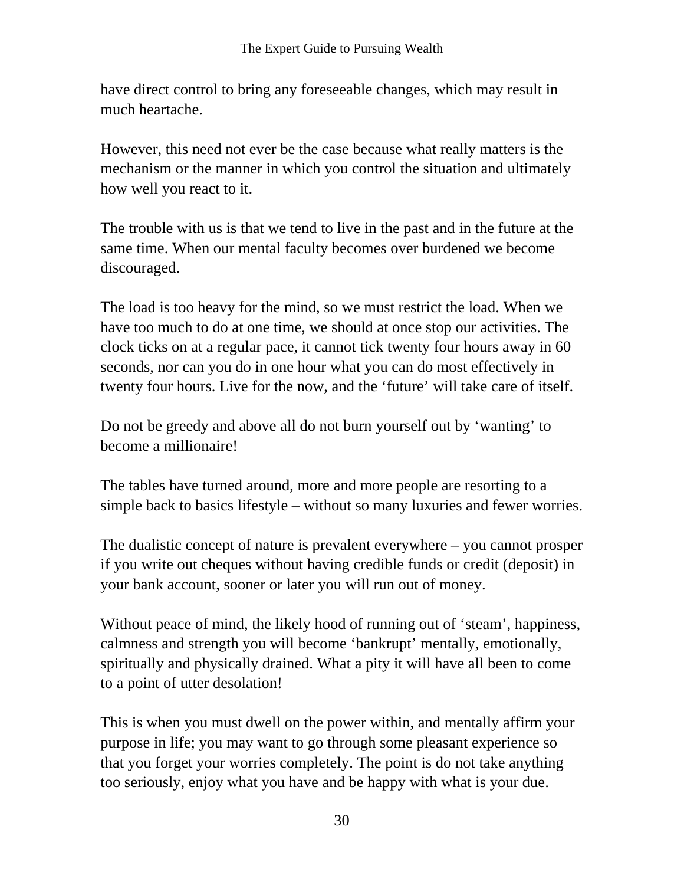have direct control to bring any foreseeable changes, which may result in much heartache.

However, this need not ever be the case because what really matters is the mechanism or the manner in which you control the situation and ultimately how well you react to it.

The trouble with us is that we tend to live in the past and in the future at the same time. When our mental faculty becomes over burdened we become discouraged.

The load is too heavy for the mind, so we must restrict the load. When we have too much to do at one time, we should at once stop our activities. The clock ticks on at a regular pace, it cannot tick twenty four hours away in 60 seconds, nor can you do in one hour what you can do most effectively in twenty four hours. Live for the now, and the 'future' will take care of itself.

Do not be greedy and above all do not burn yourself out by 'wanting' to become a millionaire!

The tables have turned around, more and more people are resorting to a simple back to basics lifestyle – without so many luxuries and fewer worries.

The dualistic concept of nature is prevalent everywhere – you cannot prosper if you write out cheques without having credible funds or credit (deposit) in your bank account, sooner or later you will run out of money.

Without peace of mind, the likely hood of running out of 'steam', happiness, calmness and strength you will become 'bankrupt' mentally, emotionally, spiritually and physically drained. What a pity it will have all been to come to a point of utter desolation!

This is when you must dwell on the power within, and mentally affirm your purpose in life; you may want to go through some pleasant experience so that you forget your worries completely. The point is do not take anything too seriously, enjoy what you have and be happy with what is your due.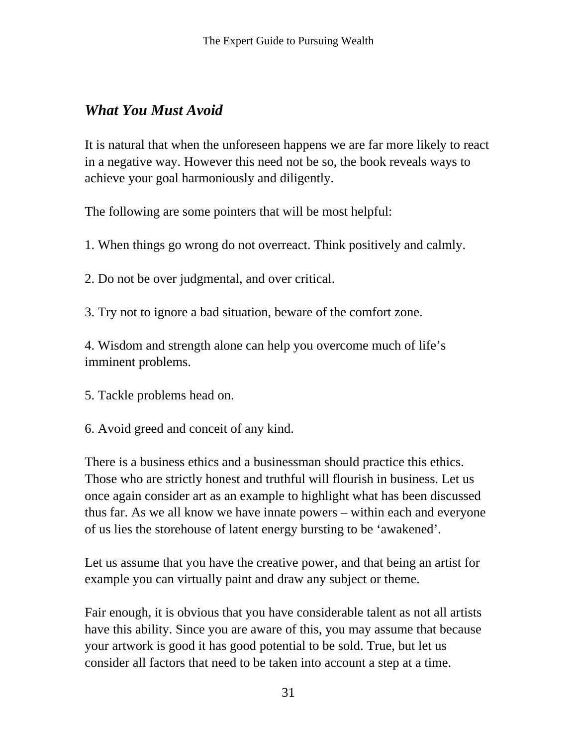## *What You Must Avoid*

It is natural that when the unforeseen happens we are far more likely to react in a negative way. However this need not be so, the book reveals ways to achieve your goal harmoniously and diligently.

The following are some pointers that will be most helpful:

1. When things go wrong do not overreact. Think positively and calmly.

2. Do not be over judgmental, and over critical.

3. Try not to ignore a bad situation, beware of the comfort zone.

4. Wisdom and strength alone can help you overcome much of life's imminent problems.

5. Tackle problems head on.

6. Avoid greed and conceit of any kind.

There is a business ethics and a businessman should practice this ethics. Those who are strictly honest and truthful will flourish in business. Let us once again consider art as an example to highlight what has been discussed thus far. As we all know we have innate powers – within each and everyone of us lies the storehouse of latent energy bursting to be 'awakened'.

Let us assume that you have the creative power, and that being an artist for example you can virtually paint and draw any subject or theme.

Fair enough, it is obvious that you have considerable talent as not all artists have this ability. Since you are aware of this, you may assume that because your artwork is good it has good potential to be sold. True, but let us consider all factors that need to be taken into account a step at a time.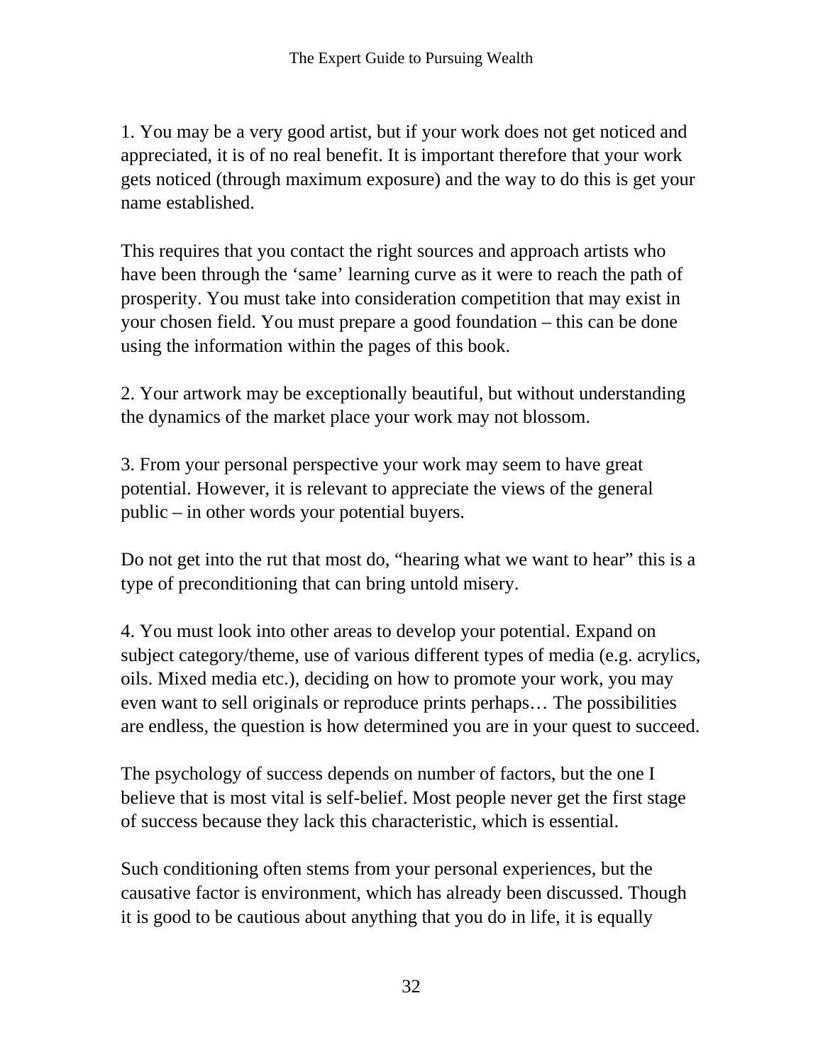1. You may be a very good artist, but if your work does not get noticed and appreciated, it is of no real benefit. It is important therefore that your work gets noticed (through maximum exposure) and the way to do this is get your name established.

This requires that you contact the right sources and approach artists who have been through the 'same' learning curve as it were to reach the path of prosperity. You must take into consideration competition that may exist in your chosen field. You must prepare a good foundation – this can be done using the information within the pages of this book.

2. Your artwork may be exceptionally beautiful, but without understanding the dynamics of the market place your work may not blossom.

3. From your personal perspective your work may seem to have great potential. However, it is relevant to appreciate the views of the general public – in other words your potential buyers.

Do not get into the rut that most do, "hearing what we want to hear" this is a type of preconditioning that can bring untold misery.

4. You must look into other areas to develop your potential. Expand on subject category/theme, use of various different types of media (e.g. acrylics, oils. Mixed media etc.), deciding on how to promote your work, you may even want to sell originals or reproduce prints perhaps… The possibilities are endless, the question is how determined you are in your quest to succeed.

The psychology of success depends on number of factors, but the one I believe that is most vital is self-belief. Most people never get the first stage of success because they lack this characteristic, which is essential.

Such conditioning often stems from your personal experiences, but the causative factor is environment, which has already been discussed. Though it is good to be cautious about anything that you do in life, it is equally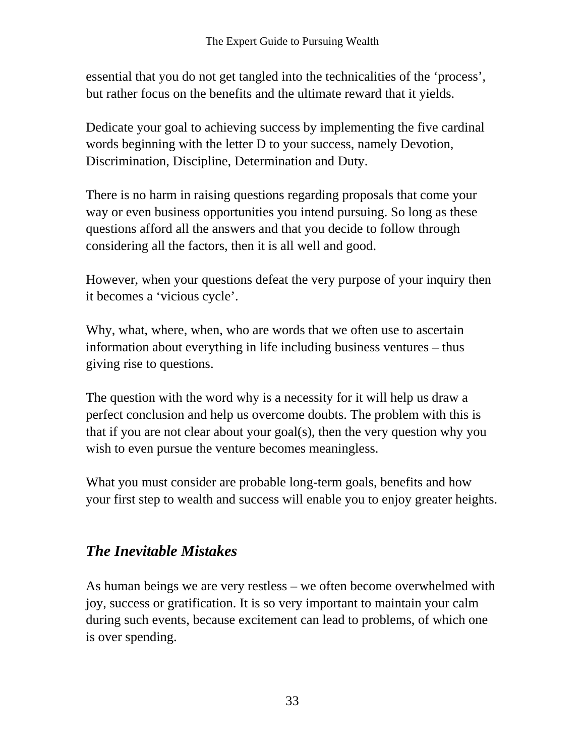essential that you do not get tangled into the technicalities of the ‘process’, but rather focus on the benefits and the ultimate reward that it yields.

Dedicate your goal to achieving success by implementing the five cardinal words beginning with the letter D to your success, namely Devotion, Discrimination, Discipline, Determination and Duty.

There is no harm in raising questions regarding proposals that come your way or even business opportunities you intend pursuing. So long as these questions afford all the answers and that you decide to follow through considering all the factors, then it is all well and good.

However, when your questions defeat the very purpose of your inquiry then it becomes a ‘vicious cycle’.

Why, what, where, when, who are words that we often use to ascertain information about everything in life including business ventures – thus giving rise to questions.

The question with the word why is a necessity for it will help us draw a perfect conclusion and help us overcome doubts. The problem with this is that if you are not clear about your goal(s), then the very question why you wish to even pursue the venture becomes meaningless.

What you must consider are probable long-term goals, benefits and how your first step to wealth and success will enable you to enjoy greater heights.

## *The Inevitable Mistakes*

As human beings we are very restless – we often become overwhelmed with joy, success or gratification. It is so very important to maintain your calm during such events, because excitement can lead to problems, of which one is over spending.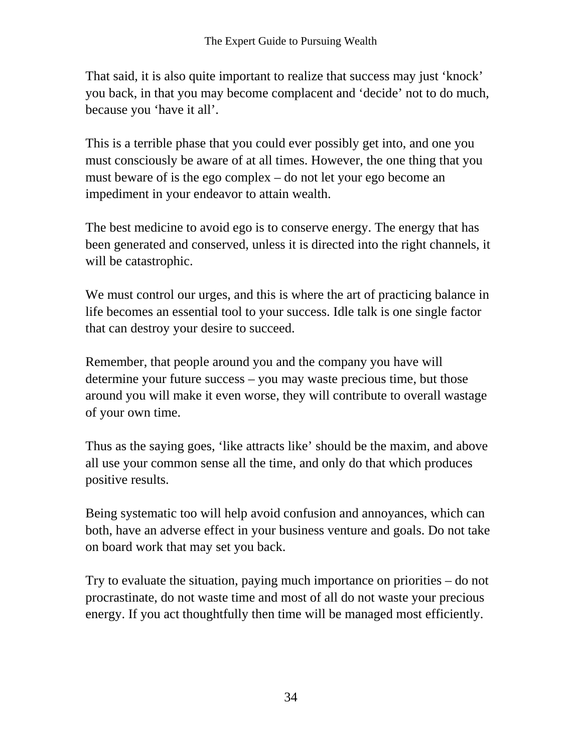That said, it is also quite important to realize that success may just ‘knock’ you back, in that you may become complacent and ‘decide’ not to do much, because you ‘have it all’.

This is a terrible phase that you could ever possibly get into, and one you must consciously be aware of at all times. However, the one thing that you must beware of is the ego complex – do not let your ego become an impediment in your endeavor to attain wealth.

The best medicine to avoid ego is to conserve energy. The energy that has been generated and conserved, unless it is directed into the right channels, it will be catastrophic.

We must control our urges, and this is where the art of practicing balance in life becomes an essential tool to your success. Idle talk is one single factor that can destroy your desire to succeed.

Remember, that people around you and the company you have will determine your future success – you may waste precious time, but those around you will make it even worse, they will contribute to overall wastage of your own time.

Thus as the saying goes, ‘like attracts like’ should be the maxim, and above all use your common sense all the time, and only do that which produces positive results.

Being systematic too will help avoid confusion and annoyances, which can both, have an adverse effect in your business venture and goals. Do not take on board work that may set you back.

Try to evaluate the situation, paying much importance on priorities – do not procrastinate, do not waste time and most of all do not waste your precious energy. If you act thoughtfully then time will be managed most efficiently.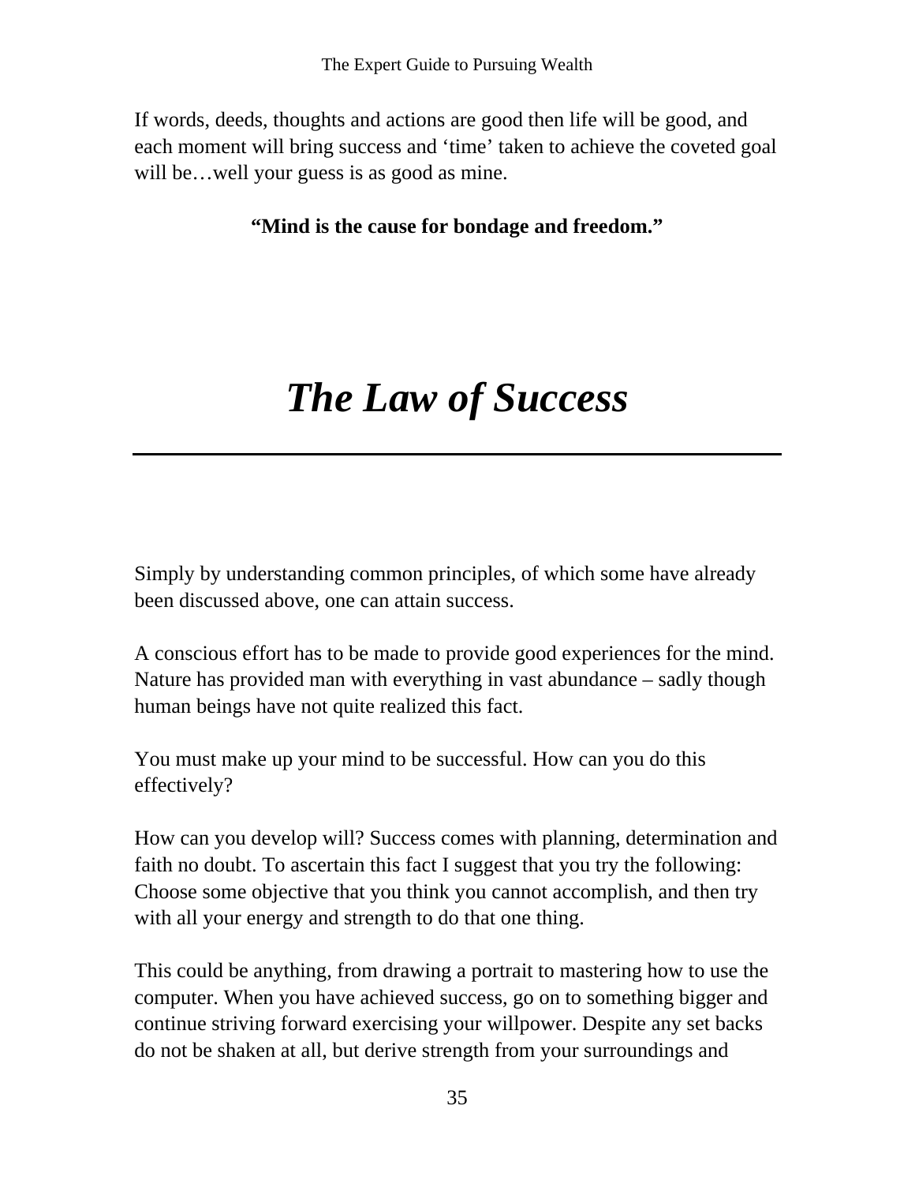If words, deeds, thoughts and actions are good then life will be good, and each moment will bring success and ‘time’ taken to achieve the coveted goal will be…well your guess is as good as mine.

**“Mind is the cause for bondage and freedom.”**

# *The Law of Success*

---

Simply by understanding common principles, of which some have already been discussed above, one can attain success.

A conscious effort has to be made to provide good experiences for the mind. Nature has provided man with everything in vast abundance – sadly though human beings have not quite realized this fact.

You must make up your mind to be successful. How can you do this effectively?

How can you develop will? Success comes with planning, determination and faith no doubt. To ascertain this fact I suggest that you try the following: Choose some objective that you think you cannot accomplish, and then try with all your energy and strength to do that one thing.

This could be anything, from drawing a portrait to mastering how to use the computer. When you have achieved success, go on to something bigger and continue striving forward exercising your willpower. Despite any set backs do not be shaken at all, but derive strength from your surroundings and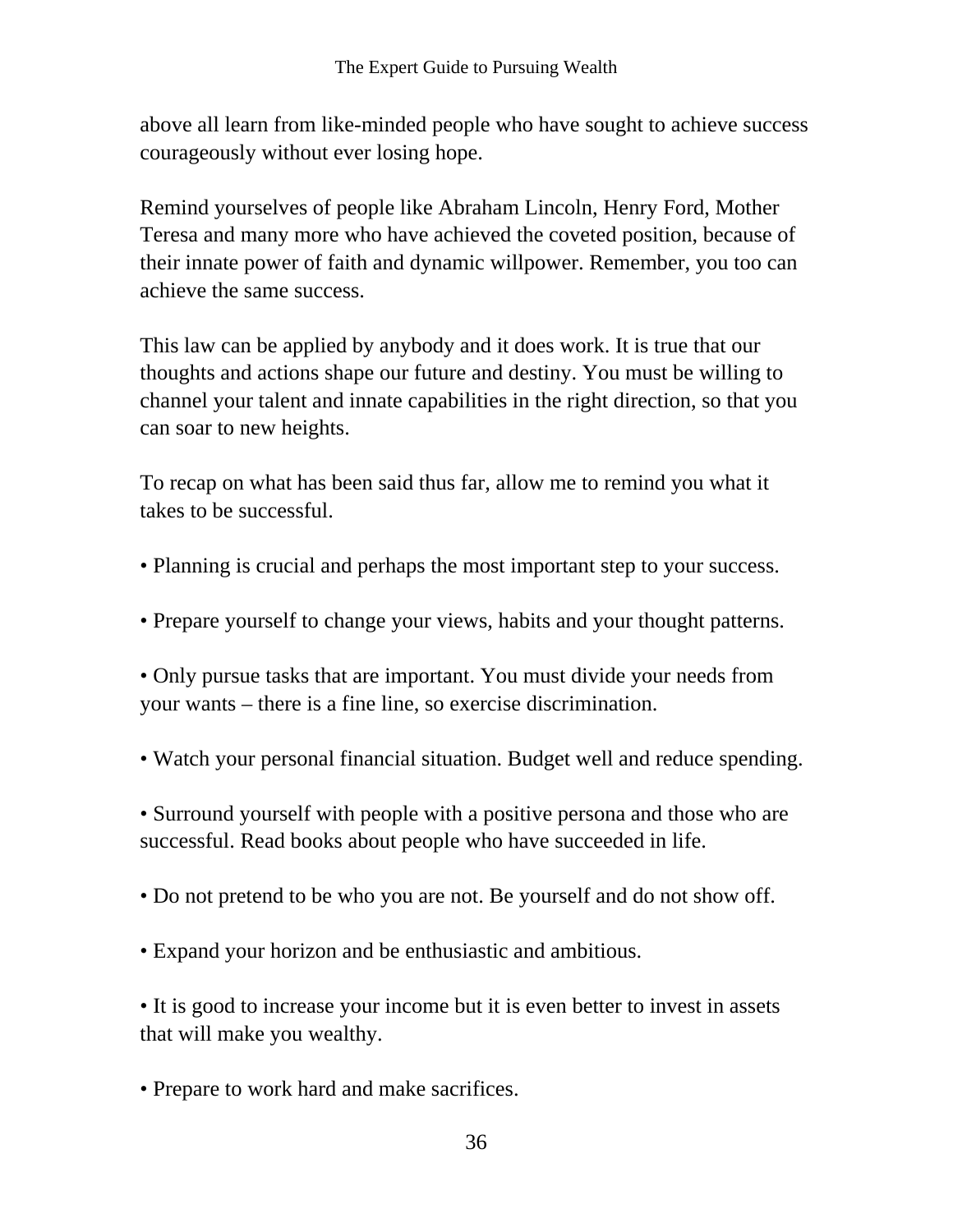above all learn from like-minded people who have sought to achieve success courageously without ever losing hope.

Remind yourselves of people like Abraham Lincoln, Henry Ford, Mother Teresa and many more who have achieved the coveted position, because of their innate power of faith and dynamic willpower. Remember, you too can achieve the same success.

This law can be applied by anybody and it does work. It is true that our thoughts and actions shape our future and destiny. You must be willing to channel your talent and innate capabilities in the right direction, so that you can soar to new heights.

To recap on what has been said thus far, allow me to remind you what it takes to be successful.

- Planning is crucial and perhaps the most important step to your success.

- Prepare yourself to change your views, habits and your thought patterns.

- Only pursue tasks that are important. You must divide your needs from your wants – there is a fine line, so exercise discrimination.

- Watch your personal financial situation. Budget well and reduce spending.

- Surround yourself with people with a positive persona and those who are successful. Read books about people who have succeeded in life.

- Do not pretend to be who you are not. Be yourself and do not show off.

- Expand your horizon and be enthusiastic and ambitious.

- It is good to increase your income but it is even better to invest in assets that will make you wealthy.

- Prepare to work hard and make sacrifices.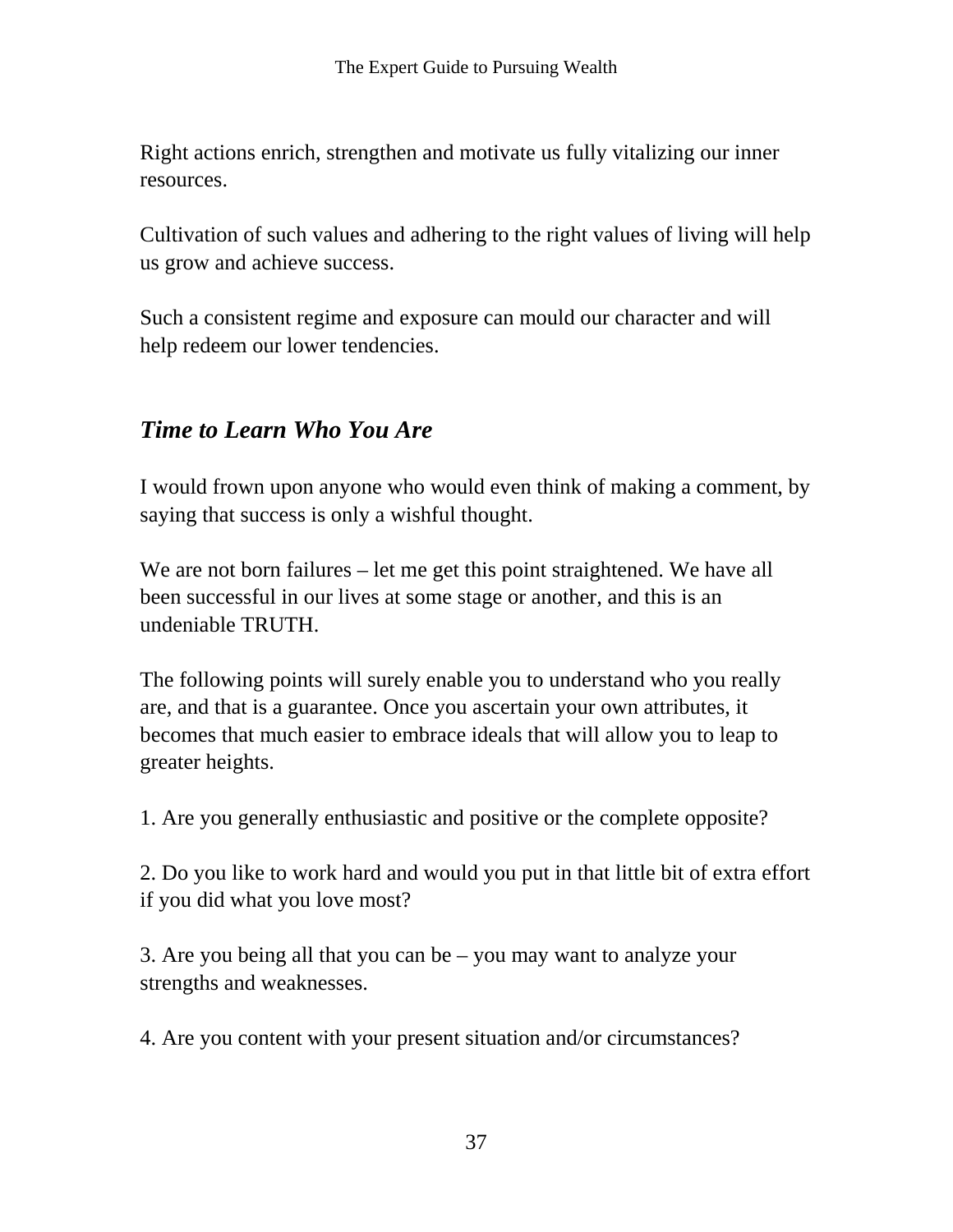Right actions enrich, strengthen and motivate us fully vitalizing our inner resources.

Cultivation of such values and adhering to the right values of living will help us grow and achieve success.

Such a consistent regime and exposure can mould our character and will help redeem our lower tendencies.

## *Time to Learn Who You Are*

I would frown upon anyone who would even think of making a comment, by saying that success is only a wishful thought.

We are not born failures – let me get this point straightened. We have all been successful in our lives at some stage or another, and this is an undeniable TRUTH.

The following points will surely enable you to understand who you really are, and that is a guarantee. Once you ascertain your own attributes, it becomes that much easier to embrace ideals that will allow you to leap to greater heights.

1. Are you generally enthusiastic and positive or the complete opposite?

2. Do you like to work hard and would you put in that little bit of extra effort if you did what you love most?

3. Are you being all that you can be – you may want to analyze your strengths and weaknesses.

4. Are you content with your present situation and/or circumstances?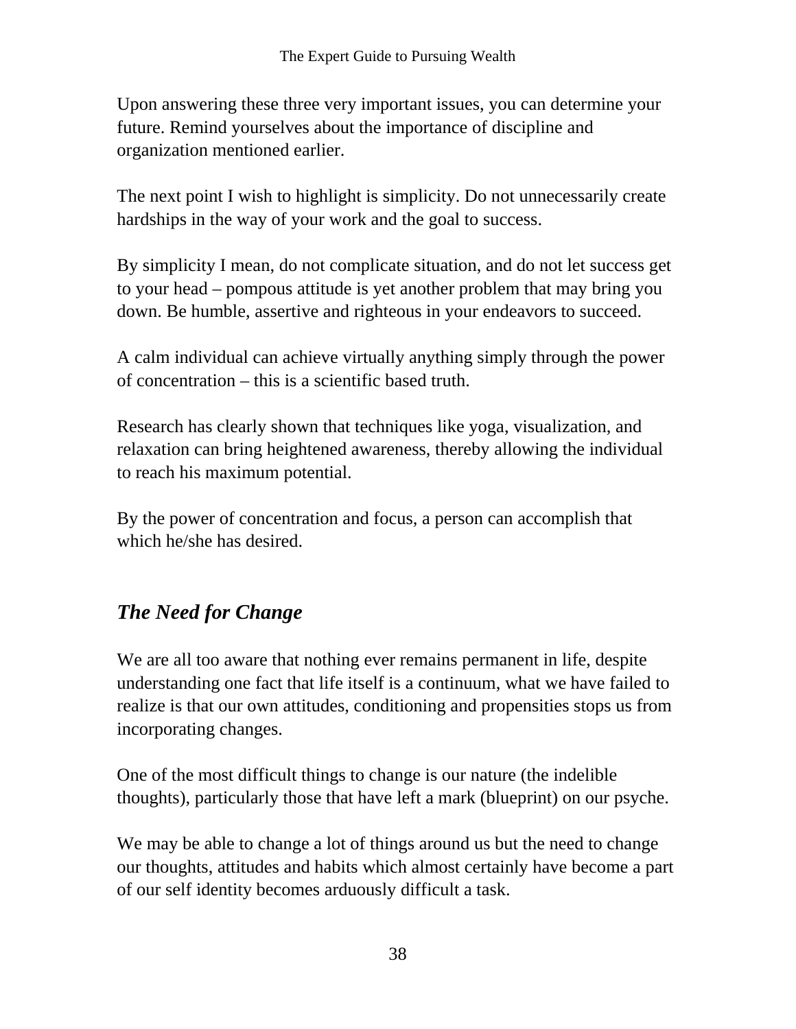Upon answering these three very important issues, you can determine your future. Remind yourselves about the importance of discipline and organization mentioned earlier.

The next point I wish to highlight is simplicity. Do not unnecessarily create hardships in the way of your work and the goal to success.

By simplicity I mean, do not complicate situation, and do not let success get to your head – pompous attitude is yet another problem that may bring you down. Be humble, assertive and righteous in your endeavors to succeed.

A calm individual can achieve virtually anything simply through the power of concentration – this is a scientific based truth.

Research has clearly shown that techniques like yoga, visualization, and relaxation can bring heightened awareness, thereby allowing the individual to reach his maximum potential.

By the power of concentration and focus, a person can accomplish that which he/she has desired.

## *The Need for Change*

We are all too aware that nothing ever remains permanent in life, despite understanding one fact that life itself is a continuum, what we have failed to realize is that our own attitudes, conditioning and propensities stops us from incorporating changes.

One of the most difficult things to change is our nature (the indelible thoughts), particularly those that have left a mark (blueprint) on our psyche.

We may be able to change a lot of things around us but the need to change our thoughts, attitudes and habits which almost certainly have become a part of our self identity becomes arduously difficult a task.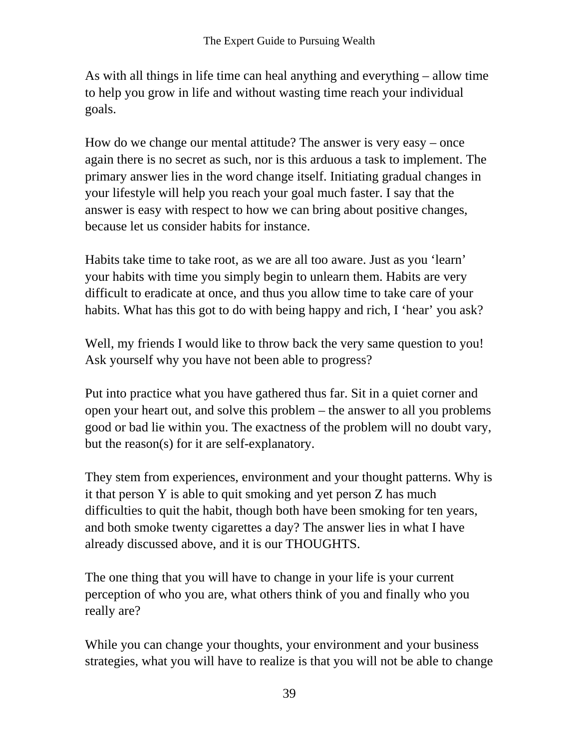As with all things in life time can heal anything and everything – allow time to help you grow in life and without wasting time reach your individual goals.

How do we change our mental attitude? The answer is very easy – once again there is no secret as such, nor is this arduous a task to implement. The primary answer lies in the word change itself. Initiating gradual changes in your lifestyle will help you reach your goal much faster. I say that the answer is easy with respect to how we can bring about positive changes, because let us consider habits for instance.

Habits take time to take root, as we are all too aware. Just as you 'learn' your habits with time you simply begin to unlearn them. Habits are very difficult to eradicate at once, and thus you allow time to take care of your habits. What has this got to do with being happy and rich, I 'hear' you ask?

Well, my friends I would like to throw back the very same question to you! Ask yourself why you have not been able to progress?

Put into practice what you have gathered thus far. Sit in a quiet corner and open your heart out, and solve this problem – the answer to all you problems good or bad lie within you. The exactness of the problem will no doubt vary, but the reason(s) for it are self-explanatory.

They stem from experiences, environment and your thought patterns. Why is it that person Y is able to quit smoking and yet person Z has much difficulties to quit the habit, though both have been smoking for ten years, and both smoke twenty cigarettes a day? The answer lies in what I have already discussed above, and it is our THOUGHTS.

The one thing that you will have to change in your life is your current perception of who you are, what others think of you and finally who you really are?

While you can change your thoughts, your environment and your business strategies, what you will have to realize is that you will not be able to change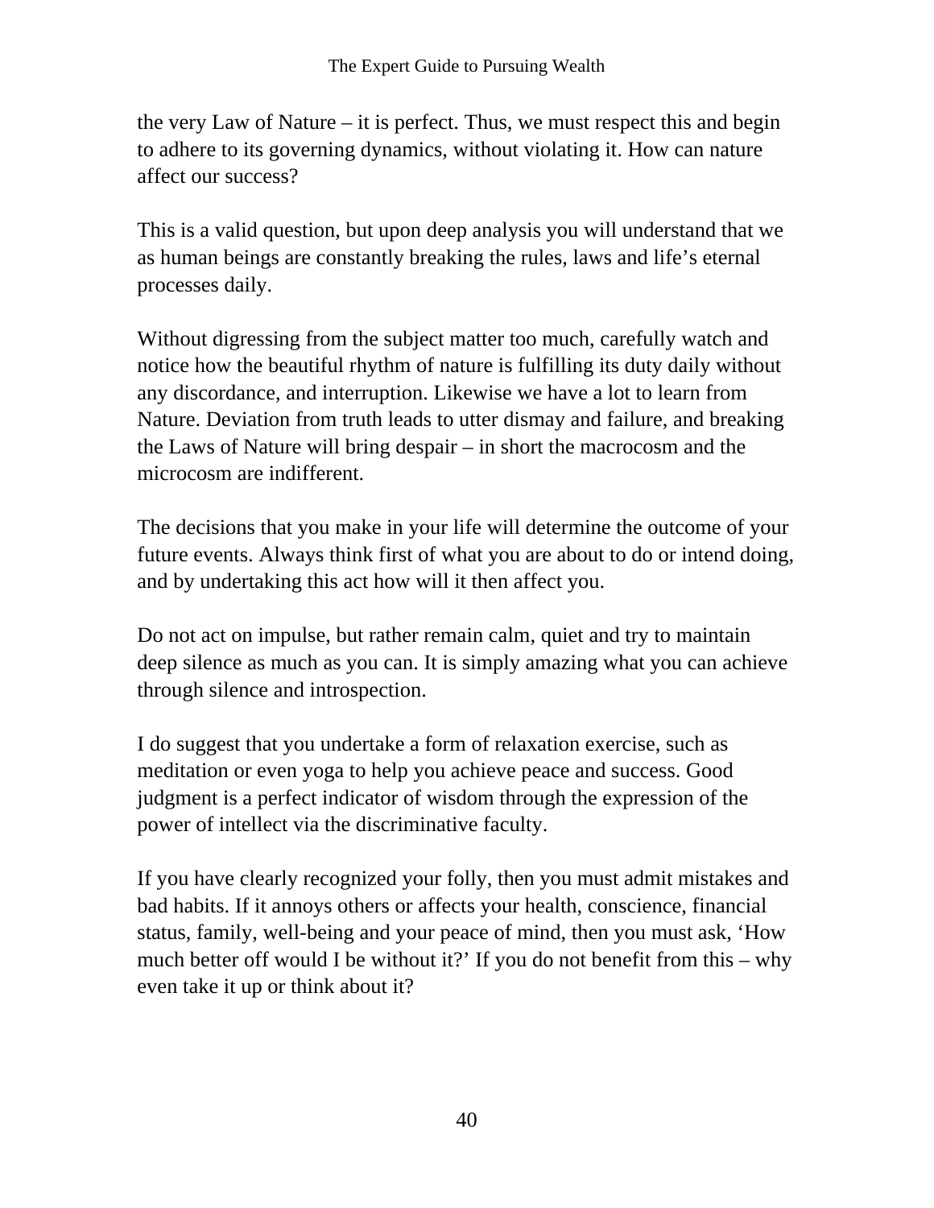the very Law of Nature – it is perfect. Thus, we must respect this and begin to adhere to its governing dynamics, without violating it. How can nature affect our success?

This is a valid question, but upon deep analysis you will understand that we as human beings are constantly breaking the rules, laws and life's eternal processes daily.

Without digressing from the subject matter too much, carefully watch and notice how the beautiful rhythm of nature is fulfilling its duty daily without any discordance, and interruption. Likewise we have a lot to learn from Nature. Deviation from truth leads to utter dismay and failure, and breaking the Laws of Nature will bring despair – in short the macrocosm and the microcosm are indifferent.

The decisions that you make in your life will determine the outcome of your future events. Always think first of what you are about to do or intend doing, and by undertaking this act how will it then affect you.

Do not act on impulse, but rather remain calm, quiet and try to maintain deep silence as much as you can. It is simply amazing what you can achieve through silence and introspection.

I do suggest that you undertake a form of relaxation exercise, such as meditation or even yoga to help you achieve peace and success. Good judgment is a perfect indicator of wisdom through the expression of the power of intellect via the discriminative faculty.

If you have clearly recognized your folly, then you must admit mistakes and bad habits. If it annoys others or affects your health, conscience, financial status, family, well-being and your peace of mind, then you must ask, 'How much better off would I be without it?' If you do not benefit from this – why even take it up or think about it?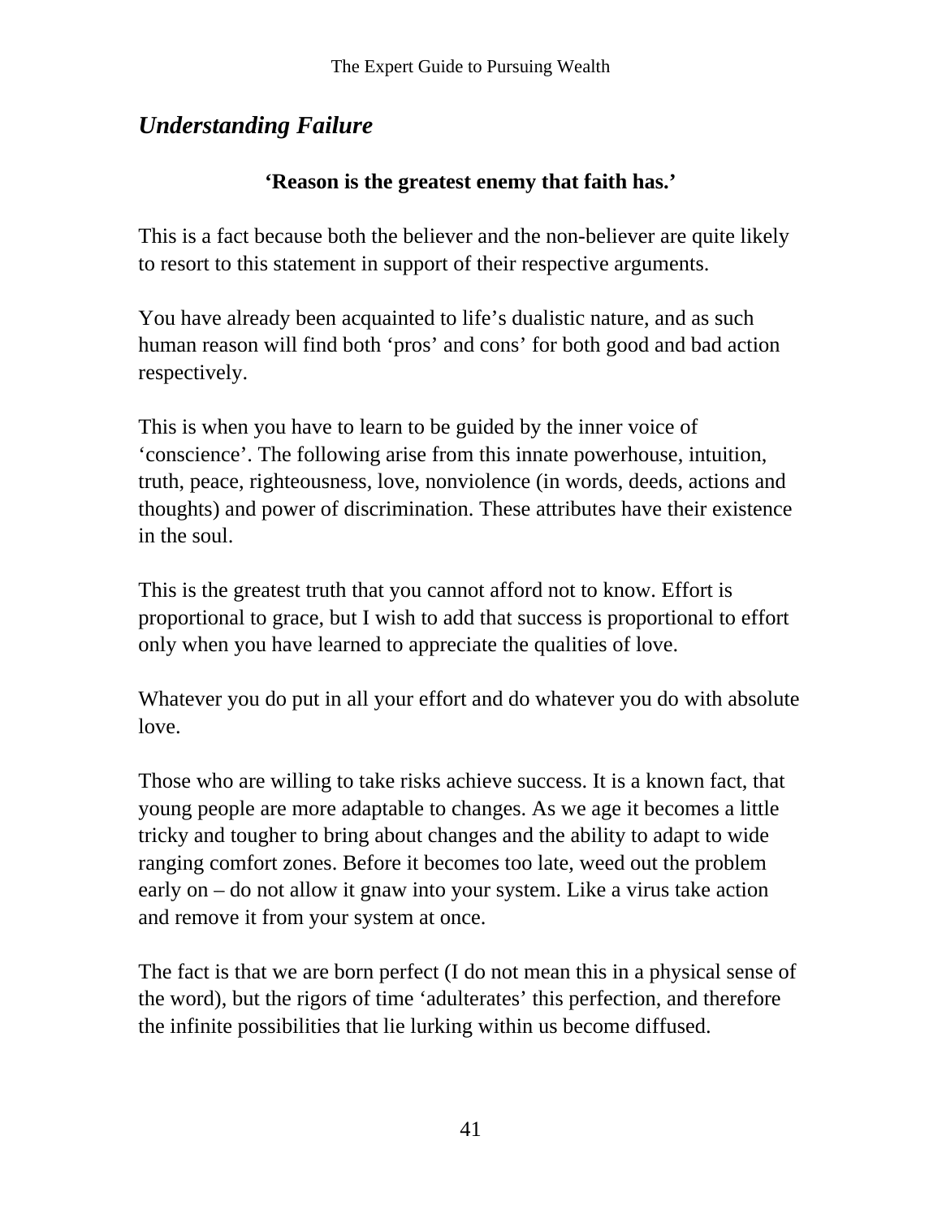## *Understanding Failure*

**'Reason is the greatest enemy that faith has.'**

This is a fact because both the believer and the non-believer are quite likely to resort to this statement in support of their respective arguments.

You have already been acquainted to life's dualistic nature, and as such human reason will find both 'pros' and cons' for both good and bad action respectively.

This is when you have to learn to be guided by the inner voice of 'conscience'. The following arise from this innate powerhouse, intuition, truth, peace, righteousness, love, nonviolence (in words, deeds, actions and thoughts) and power of discrimination. These attributes have their existence in the soul.

This is the greatest truth that you cannot afford not to know. Effort is proportional to grace, but I wish to add that success is proportional to effort only when you have learned to appreciate the qualities of love.

Whatever you do put in all your effort and do whatever you do with absolute love.

Those who are willing to take risks achieve success. It is a known fact, that young people are more adaptable to changes. As we age it becomes a little tricky and tougher to bring about changes and the ability to adapt to wide ranging comfort zones. Before it becomes too late, weed out the problem early on – do not allow it gnaw into your system. Like a virus take action and remove it from your system at once.

The fact is that we are born perfect (I do not mean this in a physical sense of the word), but the rigors of time 'adulterates' this perfection, and therefore the infinite possibilities that lie lurking within us become diffused.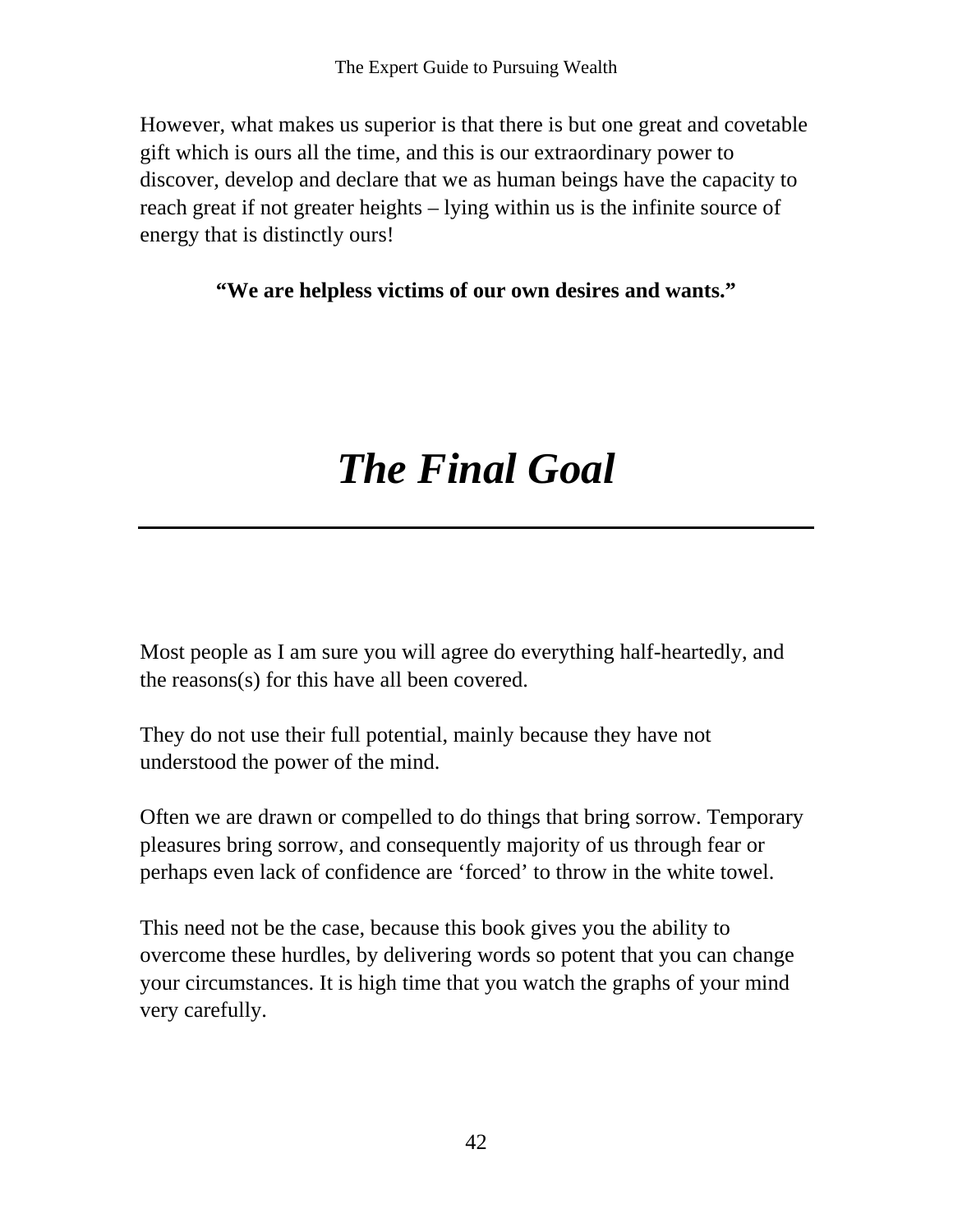However, what makes us superior is that there is but one great and covetable gift which is ours all the time, and this is our extraordinary power to discover, develop and declare that we as human beings have the capacity to reach great if not greater heights – lying within us is the infinite source of energy that is distinctly ours!

**“We are helpless victims of our own desires and wants.”**

# ***The Final Goal***

---

Most people as I am sure you will agree do everything half-heartedly, and the reasons(s) for this have all been covered.

They do not use their full potential, mainly because they have not understood the power of the mind.

Often we are drawn or compelled to do things that bring sorrow. Temporary pleasures bring sorrow, and consequently majority of us through fear or perhaps even lack of confidence are ‘forced’ to throw in the white towel.

This need not be the case, because this book gives you the ability to overcome these hurdles, by delivering words so potent that you can change your circumstances. It is high time that you watch the graphs of your mind very carefully.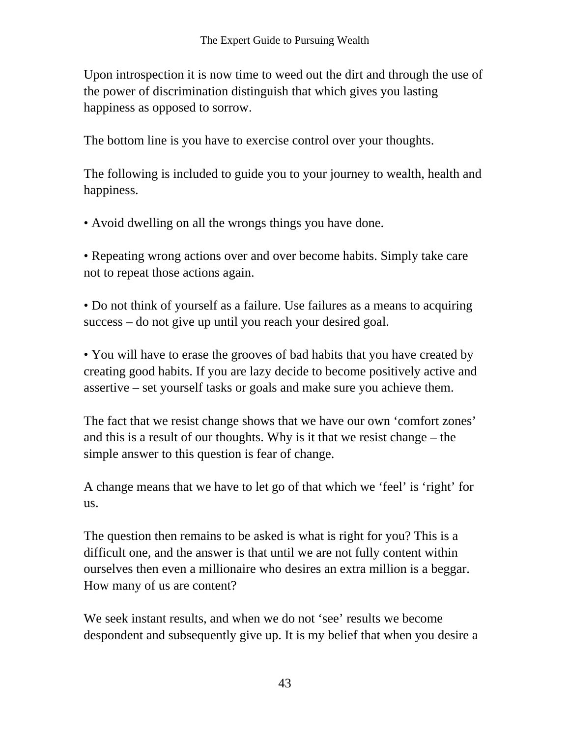Upon introspection it is now time to weed out the dirt and through the use of the power of discrimination distinguish that which gives you lasting happiness as opposed to sorrow.

The bottom line is you have to exercise control over your thoughts.

The following is included to guide you to your journey to wealth, health and happiness.

• Avoid dwelling on all the wrongs things you have done.

• Repeating wrong actions over and over become habits. Simply take care not to repeat those actions again.

• Do not think of yourself as a failure. Use failures as a means to acquiring success – do not give up until you reach your desired goal.

• You will have to erase the grooves of bad habits that you have created by creating good habits. If you are lazy decide to become positively active and assertive – set yourself tasks or goals and make sure you achieve them.

The fact that we resist change shows that we have our own 'comfort zones' and this is a result of our thoughts. Why is it that we resist change – the simple answer to this question is fear of change.

A change means that we have to let go of that which we 'feel' is 'right' for us.

The question then remains to be asked is what is right for you? This is a difficult one, and the answer is that until we are not fully content within ourselves then even a millionaire who desires an extra million is a beggar. How many of us are content?

We seek instant results, and when we do not 'see' results we become despondent and subsequently give up. It is my belief that when you desire a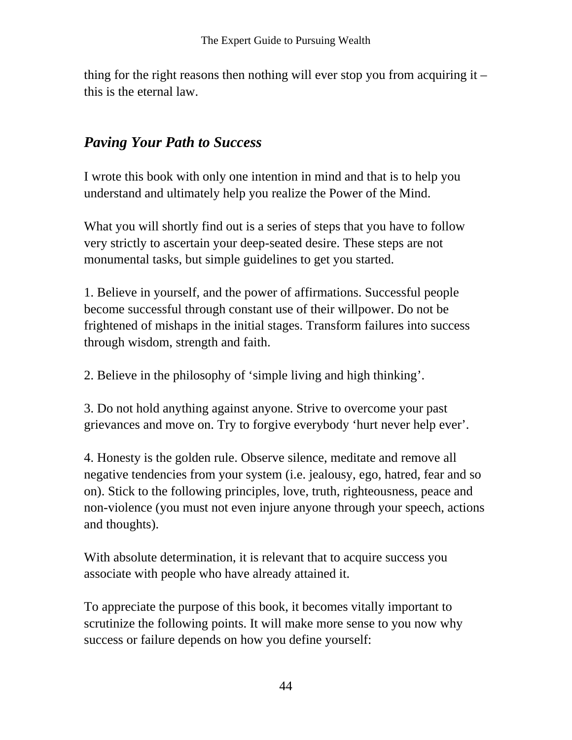thing for the right reasons then nothing will ever stop you from acquiring it – this is the eternal law.

## *Paving Your Path to Success*

I wrote this book with only one intention in mind and that is to help you understand and ultimately help you realize the Power of the Mind.

What you will shortly find out is a series of steps that you have to follow very strictly to ascertain your deep-seated desire. These steps are not monumental tasks, but simple guidelines to get you started.

1. Believe in yourself, and the power of affirmations. Successful people become successful through constant use of their willpower. Do not be frightened of mishaps in the initial stages. Transform failures into success through wisdom, strength and faith.

2. Believe in the philosophy of 'simple living and high thinking'.

3. Do not hold anything against anyone. Strive to overcome your past grievances and move on. Try to forgive everybody 'hurt never help ever'.

4. Honesty is the golden rule. Observe silence, meditate and remove all negative tendencies from your system (i.e. jealousy, ego, hatred, fear and so on). Stick to the following principles, love, truth, righteousness, peace and non-violence (you must not even injure anyone through your speech, actions and thoughts).

With absolute determination, it is relevant that to acquire success you associate with people who have already attained it.

To appreciate the purpose of this book, it becomes vitally important to scrutinize the following points. It will make more sense to you now why success or failure depends on how you define yourself: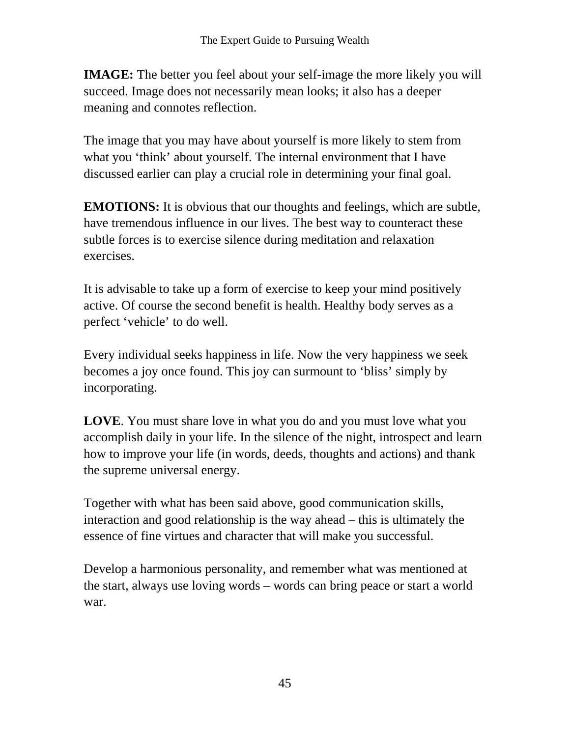**IMAGE:** The better you feel about your self-image the more likely you will succeed. Image does not necessarily mean looks; it also has a deeper meaning and connotes reflection.

The image that you may have about yourself is more likely to stem from what you 'think' about yourself. The internal environment that I have discussed earlier can play a crucial role in determining your final goal.

**EMOTIONS:** It is obvious that our thoughts and feelings, which are subtle, have tremendous influence in our lives. The best way to counteract these subtle forces is to exercise silence during meditation and relaxation exercises.

It is advisable to take up a form of exercise to keep your mind positively active. Of course the second benefit is health. Healthy body serves as a perfect 'vehicle' to do well.

Every individual seeks happiness in life. Now the very happiness we seek becomes a joy once found. This joy can surmount to 'bliss' simply by incorporating.

**LOVE**. You must share love in what you do and you must love what you accomplish daily in your life. In the silence of the night, introspect and learn how to improve your life (in words, deeds, thoughts and actions) and thank the supreme universal energy.

Together with what has been said above, good communication skills, interaction and good relationship is the way ahead – this is ultimately the essence of fine virtues and character that will make you successful.

Develop a harmonious personality, and remember what was mentioned at the start, always use loving words – words can bring peace or start a world war.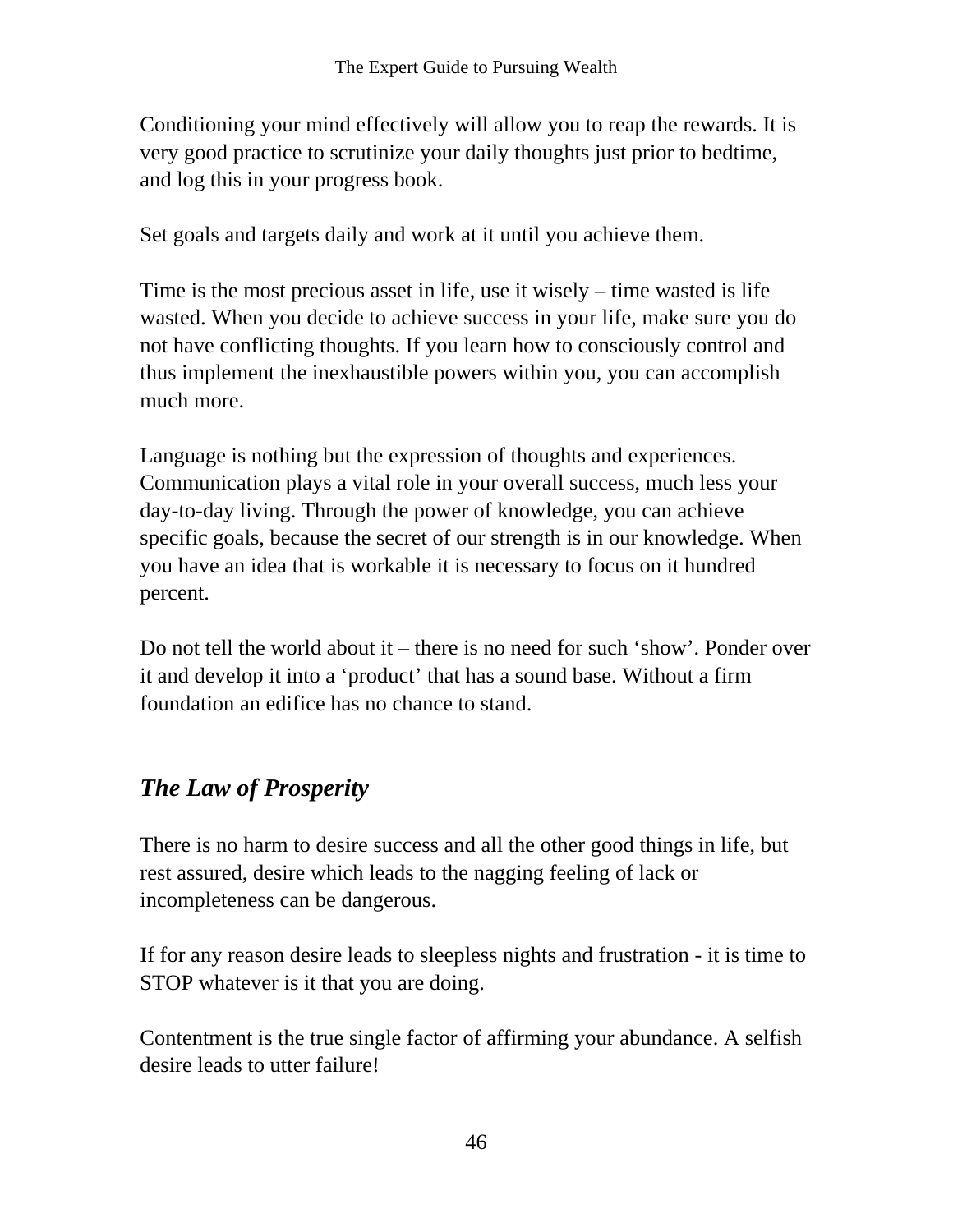Conditioning your mind effectively will allow you to reap the rewards. It is very good practice to scrutinize your daily thoughts just prior to bedtime, and log this in your progress book.

Set goals and targets daily and work at it until you achieve them.

Time is the most precious asset in life, use it wisely – time wasted is life wasted. When you decide to achieve success in your life, make sure you do not have conflicting thoughts. If you learn how to consciously control and thus implement the inexhaustible powers within you, you can accomplish much more.

Language is nothing but the expression of thoughts and experiences. Communication plays a vital role in your overall success, much less your day-to-day living. Through the power of knowledge, you can achieve specific goals, because the secret of our strength is in our knowledge. When you have an idea that is workable it is necessary to focus on it hundred percent.

Do not tell the world about it – there is no need for such 'show'. Ponder over it and develop it into a 'product' that has a sound base. Without a firm foundation an edifice has no chance to stand.

## *The Law of Prosperity*

There is no harm to desire success and all the other good things in life, but rest assured, desire which leads to the nagging feeling of lack or incompleteness can be dangerous.

If for any reason desire leads to sleepless nights and frustration - it is time to STOP whatever is it that you are doing.

Contentment is the true single factor of affirming your abundance. A selfish desire leads to utter failure!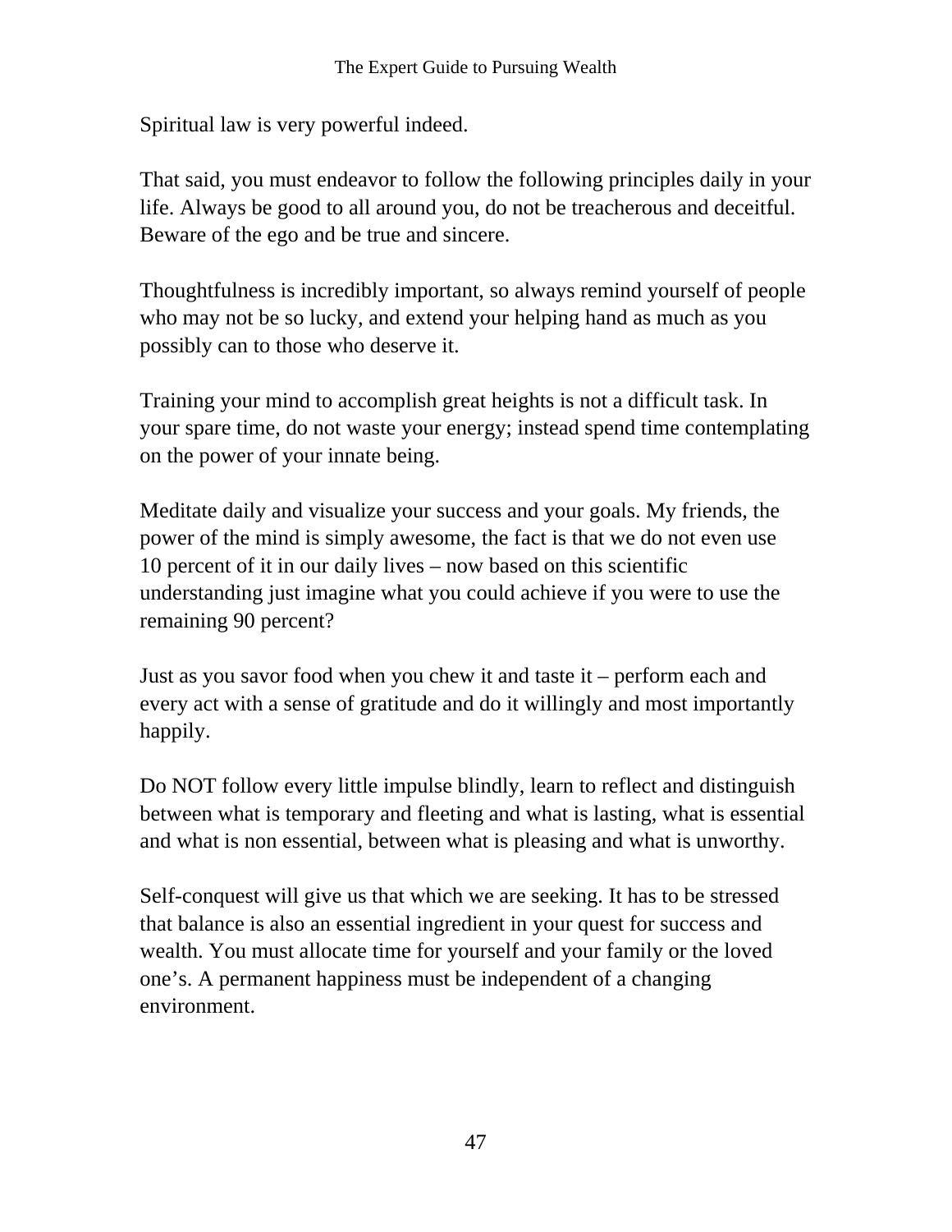Spiritual law is very powerful indeed.

That said, you must endeavor to follow the following principles daily in your life. Always be good to all around you, do not be treacherous and deceitful. Beware of the ego and be true and sincere.

Thoughtfulness is incredibly important, so always remind yourself of people who may not be so lucky, and extend your helping hand as much as you possibly can to those who deserve it.

Training your mind to accomplish great heights is not a difficult task. In your spare time, do not waste your energy; instead spend time contemplating on the power of your innate being.

Meditate daily and visualize your success and your goals. My friends, the power of the mind is simply awesome, the fact is that we do not even use 10 percent of it in our daily lives – now based on this scientific understanding just imagine what you could achieve if you were to use the remaining 90 percent?

Just as you savor food when you chew it and taste it – perform each and every act with a sense of gratitude and do it willingly and most importantly happily.

Do NOT follow every little impulse blindly, learn to reflect and distinguish between what is temporary and fleeting and what is lasting, what is essential and what is non essential, between what is pleasing and what is unworthy.

Self-conquest will give us that which we are seeking. It has to be stressed that balance is also an essential ingredient in your quest for success and wealth. You must allocate time for yourself and your family or the loved one's. A permanent happiness must be independent of a changing environment.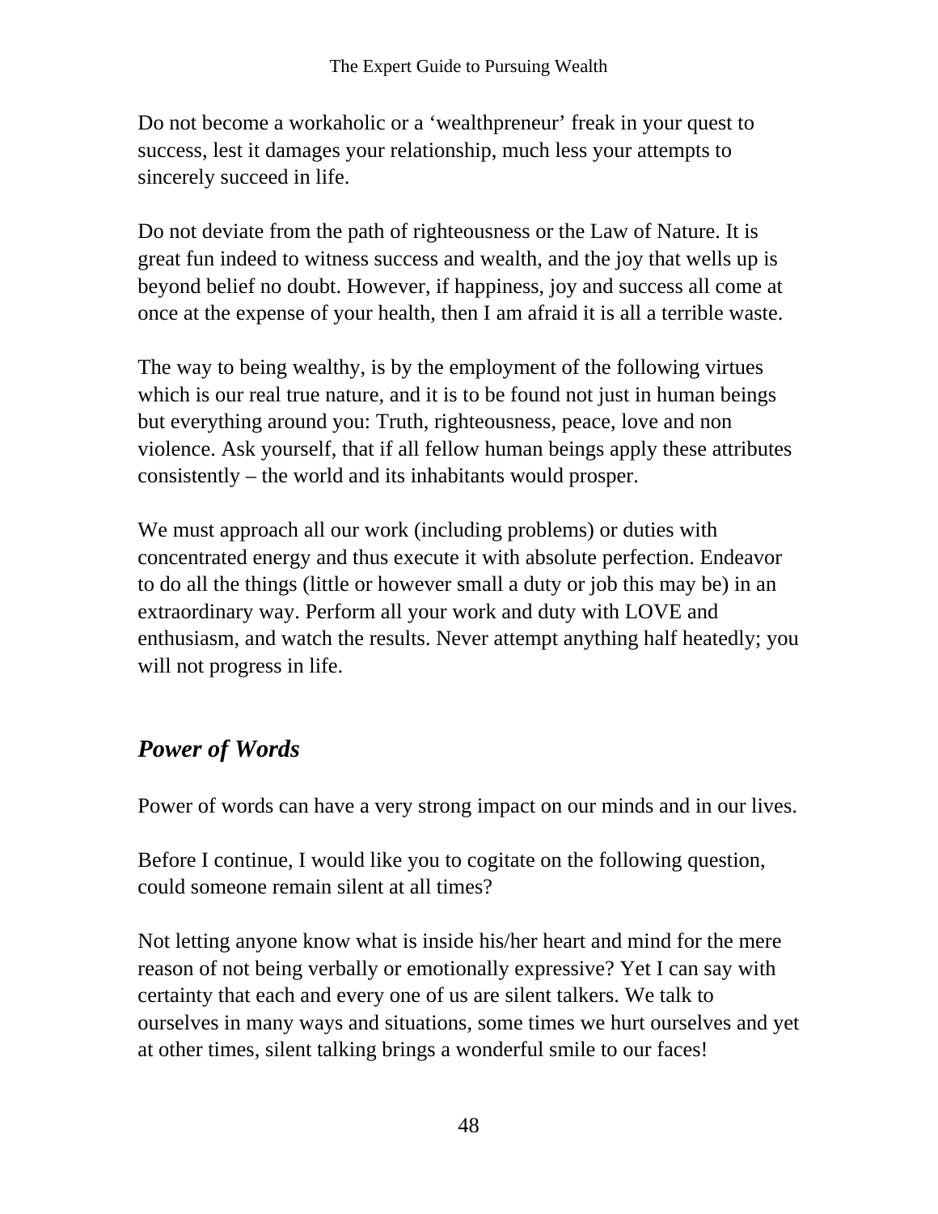Do not become a workaholic or a 'wealthpreneur' freak in your quest to success, lest it damages your relationship, much less your attempts to sincerely succeed in life.

Do not deviate from the path of righteousness or the Law of Nature. It is great fun indeed to witness success and wealth, and the joy that wells up is beyond belief no doubt. However, if happiness, joy and success all come at once at the expense of your health, then I am afraid it is all a terrible waste.

The way to being wealthy, is by the employment of the following virtues which is our real true nature, and it is to be found not just in human beings but everything around you: Truth, righteousness, peace, love and non violence. Ask yourself, that if all fellow human beings apply these attributes consistently – the world and its inhabitants would prosper.

We must approach all our work (including problems) or duties with concentrated energy and thus execute it with absolute perfection. Endeavor to do all the things (little or however small a duty or job this may be) in an extraordinary way. Perform all your work and duty with LOVE and enthusiasm, and watch the results. Never attempt anything half heatedly; you will not progress in life.

## ***Power of Words***

Power of words can have a very strong impact on our minds and in our lives.

Before I continue, I would like you to cogitate on the following question, could someone remain silent at all times?

Not letting anyone know what is inside his/her heart and mind for the mere reason of not being verbally or emotionally expressive? Yet I can say with certainty that each and every one of us are silent talkers. We talk to ourselves in many ways and situations, some times we hurt ourselves and yet at other times, silent talking brings a wonderful smile to our faces!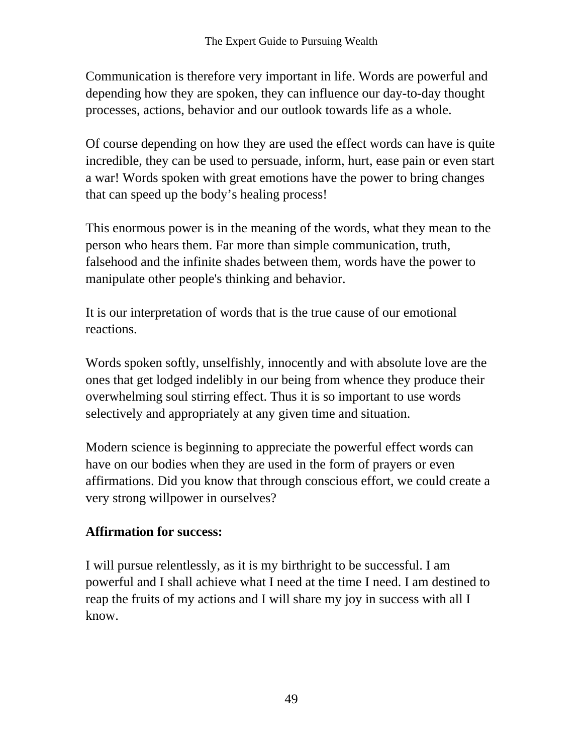Communication is therefore very important in life. Words are powerful and depending how they are spoken, they can influence our day-to-day thought processes, actions, behavior and our outlook towards life as a whole.

Of course depending on how they are used the effect words can have is quite incredible, they can be used to persuade, inform, hurt, ease pain or even start a war! Words spoken with great emotions have the power to bring changes that can speed up the body's healing process!

This enormous power is in the meaning of the words, what they mean to the person who hears them. Far more than simple communication, truth, falsehood and the infinite shades between them, words have the power to manipulate other people's thinking and behavior.

It is our interpretation of words that is the true cause of our emotional reactions.

Words spoken softly, unselfishly, innocently and with absolute love are the ones that get lodged indelibly in our being from whence they produce their overwhelming soul stirring effect. Thus it is so important to use words selectively and appropriately at any given time and situation.

Modern science is beginning to appreciate the powerful effect words can have on our bodies when they are used in the form of prayers or even affirmations. Did you know that through conscious effort, we could create a very strong willpower in ourselves?

**Affirmation for success:**

I will pursue relentlessly, as it is my birthright to be successful. I am powerful and I shall achieve what I need at the time I need. I am destined to reap the fruits of my actions and I will share my joy in success with all I know.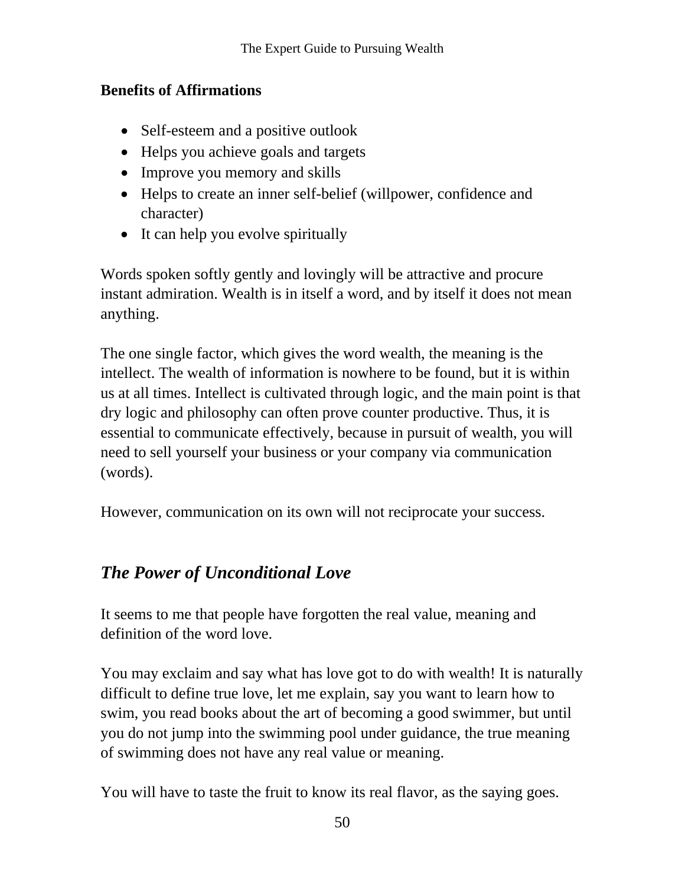**Benefits of Affirmations**

- Self-esteem and a positive outlook
- Helps you achieve goals and targets
- Improve you memory and skills
- Helps to create an inner self-belief (willpower, confidence and character)
- It can help you evolve spiritually

Words spoken softly gently and lovingly will be attractive and procure instant admiration. Wealth is in itself a word, and by itself it does not mean anything.

The one single factor, which gives the word wealth, the meaning is the intellect. The wealth of information is nowhere to be found, but it is within us at all times. Intellect is cultivated through logic, and the main point is that dry logic and philosophy can often prove counter productive. Thus, it is essential to communicate effectively, because in pursuit of wealth, you will need to sell yourself your business or your company via communication (words).

However, communication on its own will not reciprocate your success.

## *The Power of Unconditional Love*

It seems to me that people have forgotten the real value, meaning and definition of the word love.

You may exclaim and say what has love got to do with wealth! It is naturally difficult to define true love, let me explain, say you want to learn how to swim, you read books about the art of becoming a good swimmer, but until you do not jump into the swimming pool under guidance, the true meaning of swimming does not have any real value or meaning.

You will have to taste the fruit to know its real flavor, as the saying goes.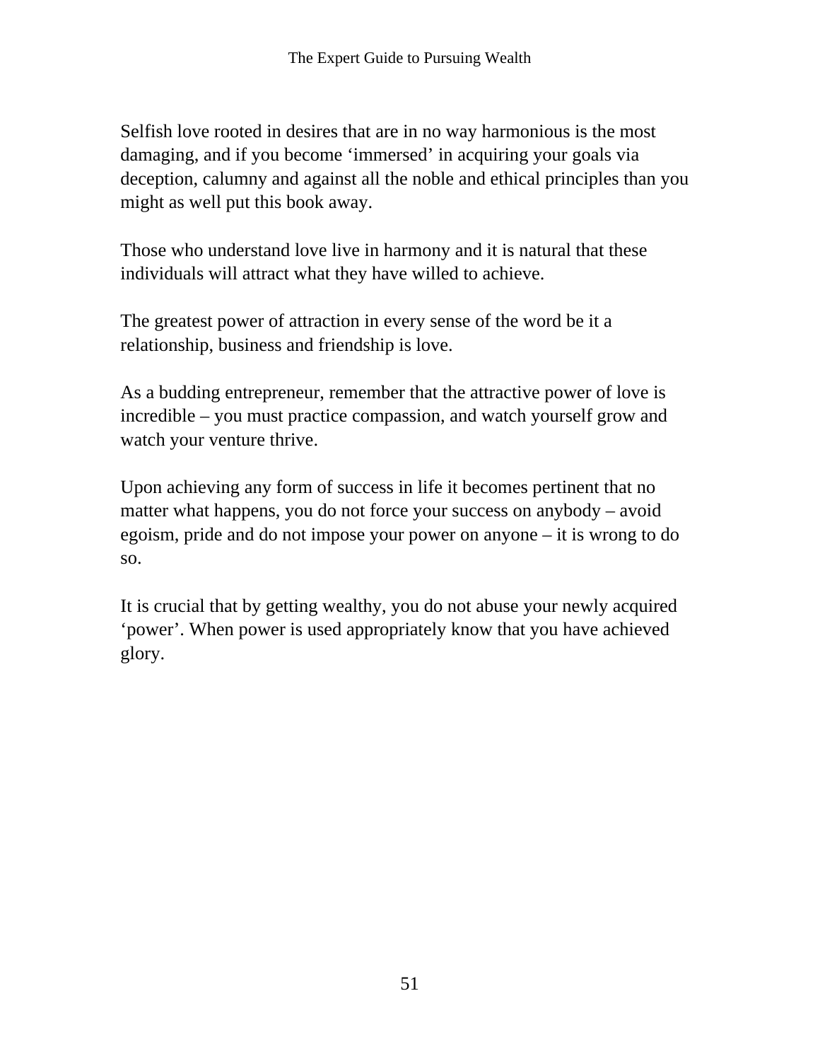Selfish love rooted in desires that are in no way harmonious is the most damaging, and if you become 'immersed' in acquiring your goals via deception, calumny and against all the noble and ethical principles than you might as well put this book away.

Those who understand love live in harmony and it is natural that these individuals will attract what they have willed to achieve.

The greatest power of attraction in every sense of the word be it a relationship, business and friendship is love.

As a budding entrepreneur, remember that the attractive power of love is incredible – you must practice compassion, and watch yourself grow and watch your venture thrive.

Upon achieving any form of success in life it becomes pertinent that no matter what happens, you do not force your success on anybody – avoid egoism, pride and do not impose your power on anyone – it is wrong to do so.

It is crucial that by getting wealthy, you do not abuse your newly acquired 'power'. When power is used appropriately know that you have achieved glory.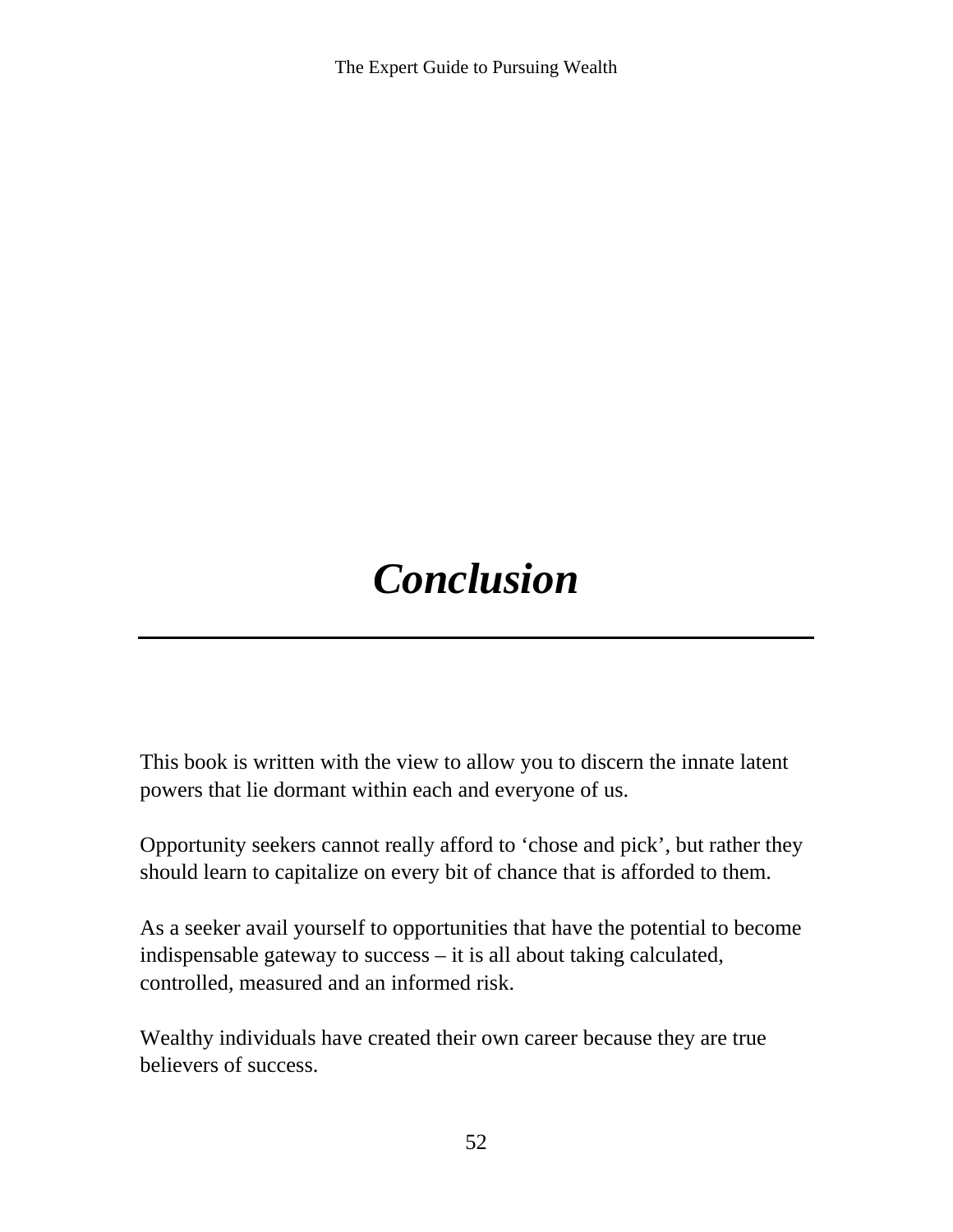# *Conclusion*

---

This book is written with the view to allow you to discern the innate latent powers that lie dormant within each and everyone of us.

Opportunity seekers cannot really afford to ‘chose and pick’, but rather they should learn to capitalize on every bit of chance that is afforded to them.

As a seeker avail yourself to opportunities that have the potential to become indispensable gateway to success – it is all about taking calculated, controlled, measured and an informed risk.

Wealthy individuals have created their own career because they are true believers of success.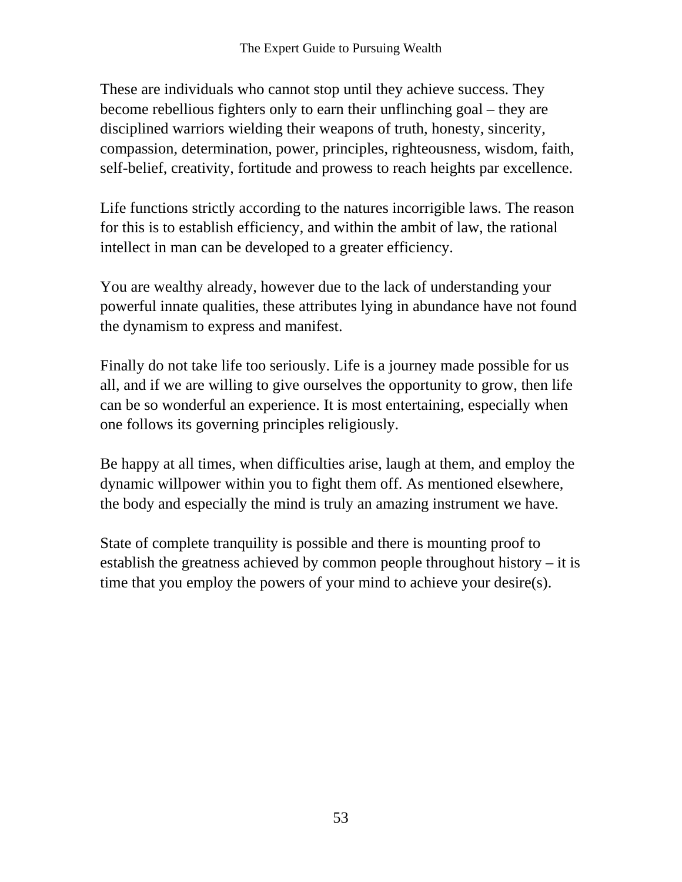These are individuals who cannot stop until they achieve success. They become rebellious fighters only to earn their unflinching goal – they are disciplined warriors wielding their weapons of truth, honesty, sincerity, compassion, determination, power, principles, righteousness, wisdom, faith, self-belief, creativity, fortitude and prowess to reach heights par excellence.

Life functions strictly according to the natures incorrigible laws. The reason for this is to establish efficiency, and within the ambit of law, the rational intellect in man can be developed to a greater efficiency.

You are wealthy already, however due to the lack of understanding your powerful innate qualities, these attributes lying in abundance have not found the dynamism to express and manifest.

Finally do not take life too seriously. Life is a journey made possible for us all, and if we are willing to give ourselves the opportunity to grow, then life can be so wonderful an experience. It is most entertaining, especially when one follows its governing principles religiously.

Be happy at all times, when difficulties arise, laugh at them, and employ the dynamic willpower within you to fight them off. As mentioned elsewhere, the body and especially the mind is truly an amazing instrument we have.

State of complete tranquility is possible and there is mounting proof to establish the greatness achieved by common people throughout history – it is time that you employ the powers of your mind to achieve your desire(s).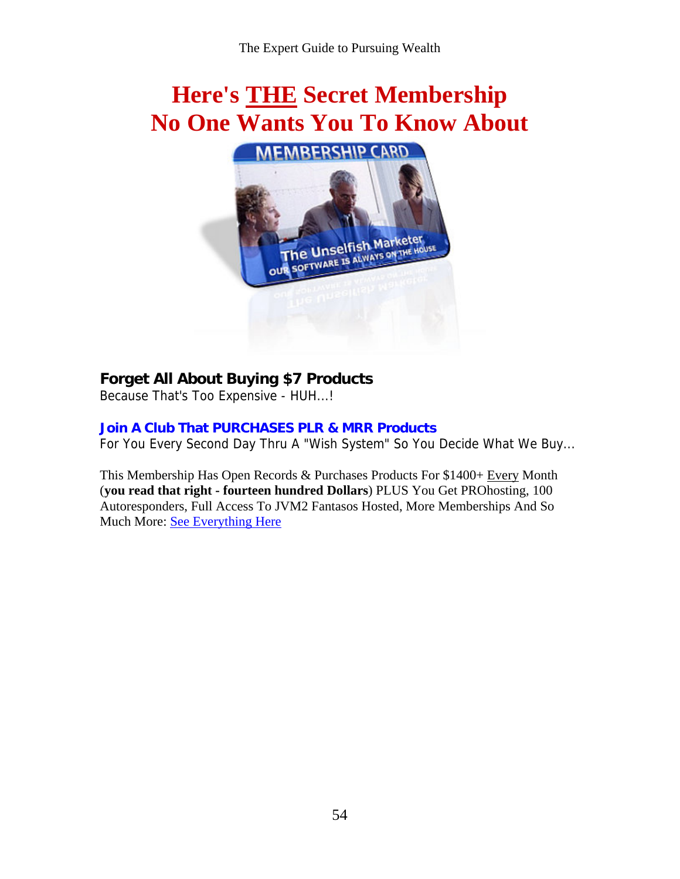# Here's THE Secret Membership No One Wants You To Know About

**Forget All About Buying $7 Products**
Because That's Too Expensive - HUH...!

**Join A Club That PURCHASES PLR & MRR Products**
For You Every Second Day Thru A "Wish System" So You Decide What We Buy...

This Membership Has Open Records & Purchases Products For $1400+ Every Month (**you read that right - fourteen hundred Dollars**) PLUS You Get PROhosting, 100 Autoresponders, Full Access To JVM2 Fantasos Hosted, More Memberships And So Much More: See Everything Here